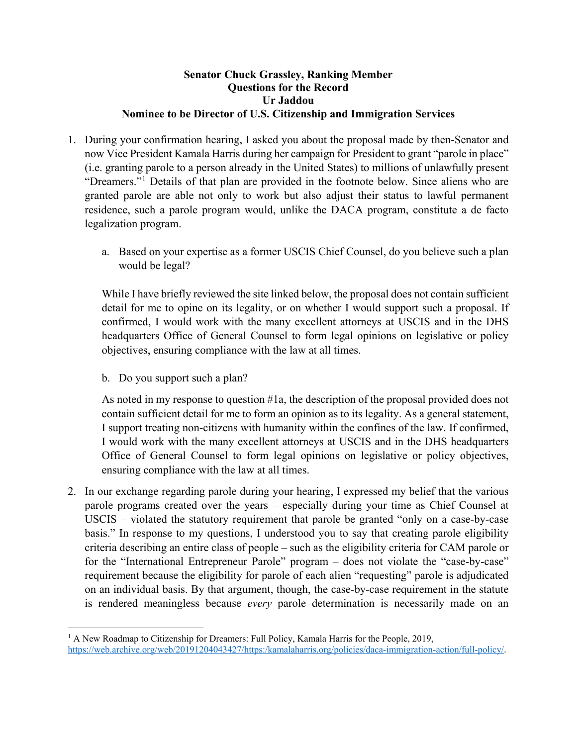**Senator Chuck Grassley, Ranking Member**
**Questions for the Record**
**Ur Jaddou**
**Nominee to be Director of U.S. Citizenship and Immigration Services**

1. During your confirmation hearing, I asked you about the proposal made by then-Senator and now Vice President Kamala Harris during her campaign for President to grant "parole in place" (i.e. granting parole to a person already in the United States) to millions of unlawfully present "Dreamers."[1] Details of that plan are provided in the footnote below. Since aliens who are granted parole are able not only to work but also adjust their status to lawful permanent residence, such a parole program would, unlike the DACA program, constitute a de facto legalization program.

   a. Based on your expertise as a former USCIS Chief Counsel, do you believe such a plan would be legal?

   While I have briefly reviewed the site linked below, the proposal does not contain sufficient detail for me to opine on its legality, or on whether I would support such a proposal. If confirmed, I would work with the many excellent attorneys at USCIS and in the DHS headquarters Office of General Counsel to form legal opinions on legislative or policy objectives, ensuring compliance with the law at all times.

   b. Do you support such a plan?

   As noted in my response to question #1a, the description of the proposal provided does not contain sufficient detail for me to form an opinion as to its legality. As a general statement, I support treating non-citizens with humanity within the confines of the law. If confirmed, I would work with the many excellent attorneys at USCIS and in the DHS headquarters Office of General Counsel to form legal opinions on legislative or policy objectives, ensuring compliance with the law at all times.

2. In our exchange regarding parole during your hearing, I expressed my belief that the various parole programs created over the years – especially during your time as Chief Counsel at USCIS – violated the statutory requirement that parole be granted "only on a case-by-case basis." In response to my questions, I understood you to say that creating parole eligibility criteria describing an entire class of people – such as the eligibility criteria for CAM parole or for the "International Entrepreneur Parole" program – does not violate the "case-by-case" requirement because the eligibility for parole of each alien "requesting" parole is adjudicated on an individual basis. By that argument, though, the case-by-case requirement in the statute is rendered meaningless because *every* parole determination is necessarily made on an

---

[1] A New Roadmap to Citizenship for Dreamers: Full Policy, Kamala Harris for the People, 2019, https://web.archive.org/web/20191204043427/https:/kamalaharris.org/policies/daca-immigration-action/full-policy/.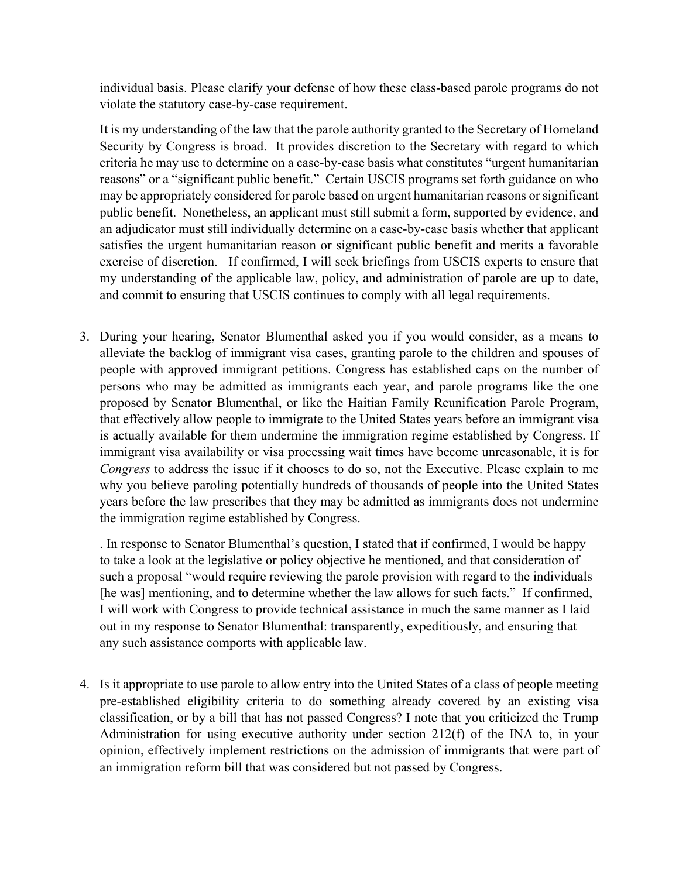individual basis. Please clarify your defense of how these class-based parole programs do not violate the statutory case-by-case requirement.

It is my understanding of the law that the parole authority granted to the Secretary of Homeland Security by Congress is broad. It provides discretion to the Secretary with regard to which criteria he may use to determine on a case-by-case basis what constitutes "urgent humanitarian reasons" or a "significant public benefit." Certain USCIS programs set forth guidance on who may be appropriately considered for parole based on urgent humanitarian reasons or significant public benefit. Nonetheless, an applicant must still submit a form, supported by evidence, and an adjudicator must still individually determine on a case-by-case basis whether that applicant satisfies the urgent humanitarian reason or significant public benefit and merits a favorable exercise of discretion. If confirmed, I will seek briefings from USCIS experts to ensure that my understanding of the applicable law, policy, and administration of parole are up to date, and commit to ensuring that USCIS continues to comply with all legal requirements.

3. During your hearing, Senator Blumenthal asked you if you would consider, as a means to alleviate the backlog of immigrant visa cases, granting parole to the children and spouses of people with approved immigrant petitions. Congress has established caps on the number of persons who may be admitted as immigrants each year, and parole programs like the one proposed by Senator Blumenthal, or like the Haitian Family Reunification Parole Program, that effectively allow people to immigrate to the United States years before an immigrant visa is actually available for them undermine the immigration regime established by Congress. If immigrant visa availability or visa processing wait times have become unreasonable, it is for *Congress* to address the issue if it chooses to do so, not the Executive. Please explain to me why you believe paroling potentially hundreds of thousands of people into the United States years before the law prescribes that they may be admitted as immigrants does not undermine the immigration regime established by Congress.

. In response to Senator Blumenthal's question, I stated that if confirmed, I would be happy to take a look at the legislative or policy objective he mentioned, and that consideration of such a proposal "would require reviewing the parole provision with regard to the individuals [he was] mentioning, and to determine whether the law allows for such facts." If confirmed, I will work with Congress to provide technical assistance in much the same manner as I laid out in my response to Senator Blumenthal: transparently, expeditiously, and ensuring that any such assistance comports with applicable law.

4. Is it appropriate to use parole to allow entry into the United States of a class of people meeting pre-established eligibility criteria to do something already covered by an existing visa classification, or by a bill that has not passed Congress? I note that you criticized the Trump Administration for using executive authority under section 212(f) of the INA to, in your opinion, effectively implement restrictions on the admission of immigrants that were part of an immigration reform bill that was considered but not passed by Congress.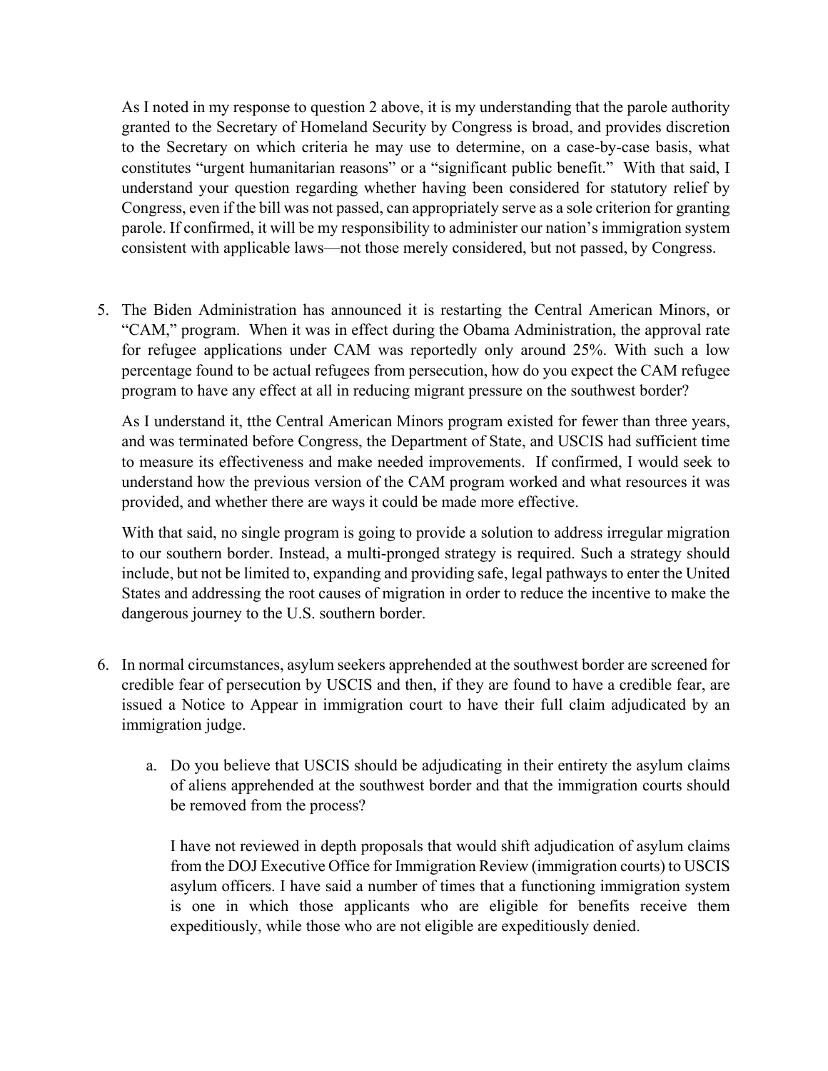As I noted in my response to question 2 above, it is my understanding that the parole authority granted to the Secretary of Homeland Security by Congress is broad, and provides discretion to the Secretary on which criteria he may use to determine, on a case-by-case basis, what constitutes "urgent humanitarian reasons" or a "significant public benefit." With that said, I understand your question regarding whether having been considered for statutory relief by Congress, even if the bill was not passed, can appropriately serve as a sole criterion for granting parole. If confirmed, it will be my responsibility to administer our nation's immigration system consistent with applicable laws—not those merely considered, but not passed, by Congress.

5. The Biden Administration has announced it is restarting the Central American Minors, or "CAM," program. When it was in effect during the Obama Administration, the approval rate for refugee applications under CAM was reportedly only around 25%. With such a low percentage found to be actual refugees from persecution, how do you expect the CAM refugee program to have any effect at all in reducing migrant pressure on the southwest border?

   As I understand it, tthe Central American Minors program existed for fewer than three years, and was terminated before Congress, the Department of State, and USCIS had sufficient time to measure its effectiveness and make needed improvements. If confirmed, I would seek to understand how the previous version of the CAM program worked and what resources it was provided, and whether there are ways it could be made more effective.

   With that said, no single program is going to provide a solution to address irregular migration to our southern border. Instead, a multi-pronged strategy is required. Such a strategy should include, but not be limited to, expanding and providing safe, legal pathways to enter the United States and addressing the root causes of migration in order to reduce the incentive to make the dangerous journey to the U.S. southern border.

6. In normal circumstances, asylum seekers apprehended at the southwest border are screened for credible fear of persecution by USCIS and then, if they are found to have a credible fear, are issued a Notice to Appear in immigration court to have their full claim adjudicated by an immigration judge.

   a. Do you believe that USCIS should be adjudicating in their entirety the asylum claims of aliens apprehended at the southwest border and that the immigration courts should be removed from the process?

      I have not reviewed in depth proposals that would shift adjudication of asylum claims from the DOJ Executive Office for Immigration Review (immigration courts) to USCIS asylum officers. I have said a number of times that a functioning immigration system is one in which those applicants who are eligible for benefits receive them expeditiously, while those who are not eligible are expeditiously denied.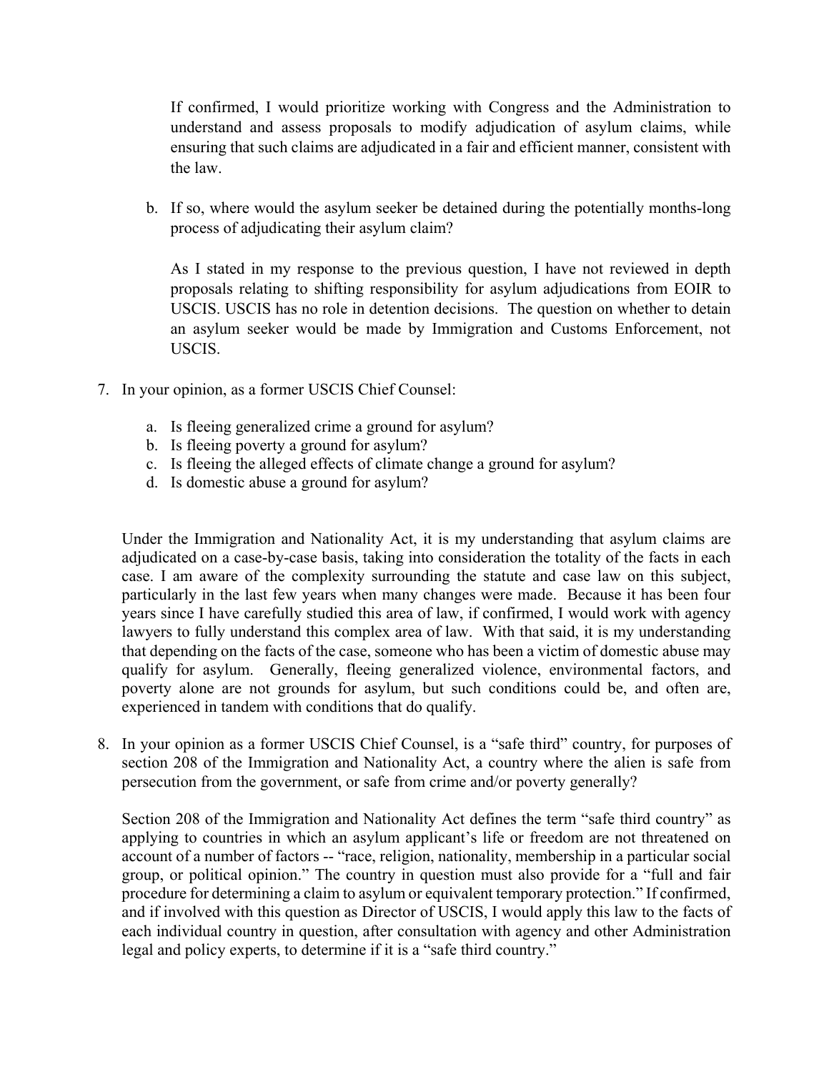If confirmed, I would prioritize working with Congress and the Administration to understand and assess proposals to modify adjudication of asylum claims, while ensuring that such claims are adjudicated in a fair and efficient manner, consistent with the law.

b. If so, where would the asylum seeker be detained during the potentially months-long process of adjudicating their asylum claim?

As I stated in my response to the previous question, I have not reviewed in depth proposals relating to shifting responsibility for asylum adjudications from EOIR to USCIS. USCIS has no role in detention decisions. The question on whether to detain an asylum seeker would be made by Immigration and Customs Enforcement, not USCIS.

7. In your opinion, as a former USCIS Chief Counsel:

   a. Is fleeing generalized crime a ground for asylum?
   b. Is fleeing poverty a ground for asylum?
   c. Is fleeing the alleged effects of climate change a ground for asylum?
   d. Is domestic abuse a ground for asylum?

Under the Immigration and Nationality Act, it is my understanding that asylum claims are adjudicated on a case-by-case basis, taking into consideration the totality of the facts in each case. I am aware of the complexity surrounding the statute and case law on this subject, particularly in the last few years when many changes were made. Because it has been four years since I have carefully studied this area of law, if confirmed, I would work with agency lawyers to fully understand this complex area of law. With that said, it is my understanding that depending on the facts of the case, someone who has been a victim of domestic abuse may qualify for asylum. Generally, fleeing generalized violence, environmental factors, and poverty alone are not grounds for asylum, but such conditions could be, and often are, experienced in tandem with conditions that do qualify.

8. In your opinion as a former USCIS Chief Counsel, is a "safe third" country, for purposes of section 208 of the Immigration and Nationality Act, a country where the alien is safe from persecution from the government, or safe from crime and/or poverty generally?

Section 208 of the Immigration and Nationality Act defines the term "safe third country" as applying to countries in which an asylum applicant's life or freedom are not threatened on account of a number of factors -- "race, religion, nationality, membership in a particular social group, or political opinion." The country in question must also provide for a "full and fair procedure for determining a claim to asylum or equivalent temporary protection." If confirmed, and if involved with this question as Director of USCIS, I would apply this law to the facts of each individual country in question, after consultation with agency and other Administration legal and policy experts, to determine if it is a "safe third country."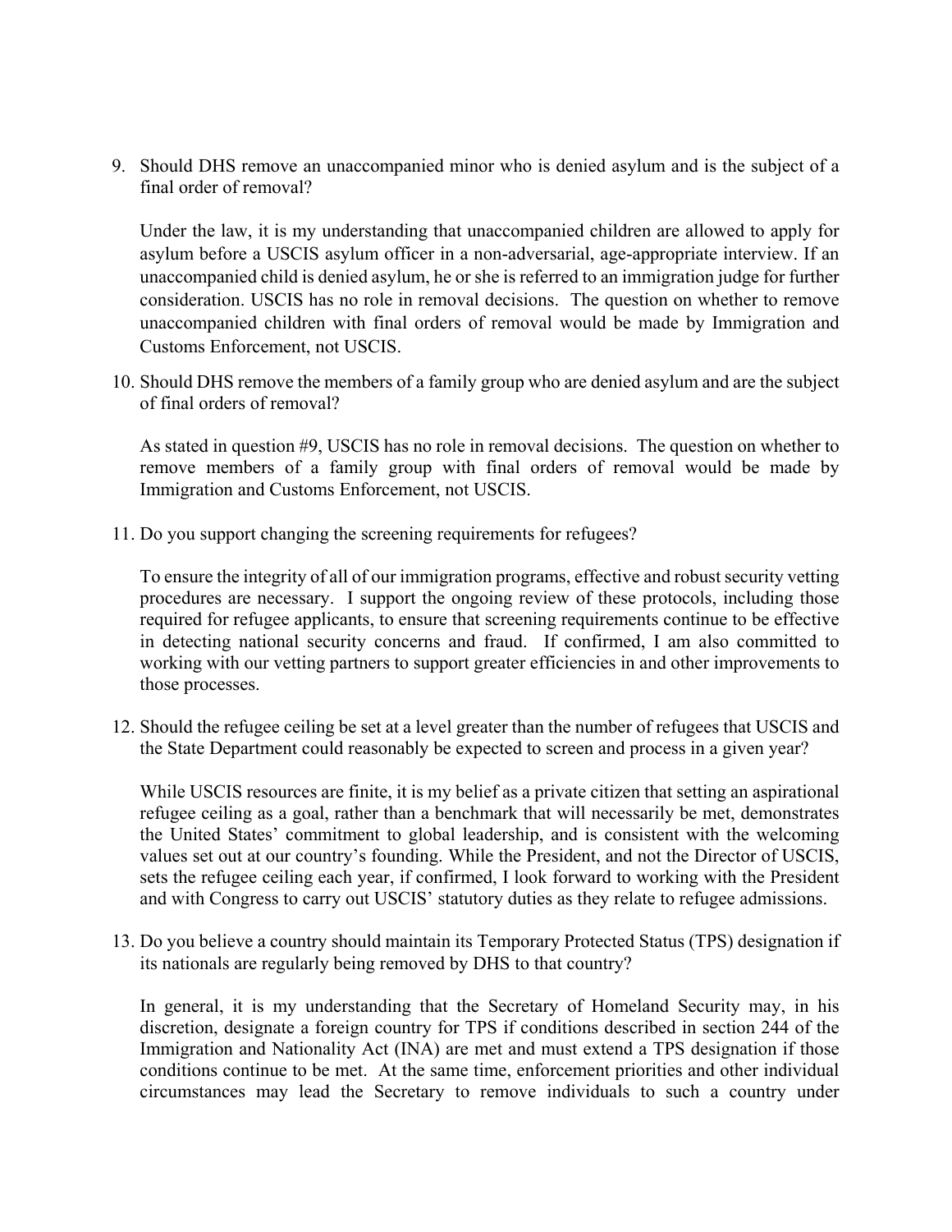9. Should DHS remove an unaccompanied minor who is denied asylum and is the subject of a final order of removal?

   Under the law, it is my understanding that unaccompanied children are allowed to apply for asylum before a USCIS asylum officer in a non-adversarial, age-appropriate interview. If an unaccompanied child is denied asylum, he or she is referred to an immigration judge for further consideration. USCIS has no role in removal decisions. The question on whether to remove unaccompanied children with final orders of removal would be made by Immigration and Customs Enforcement, not USCIS.

10. Should DHS remove the members of a family group who are denied asylum and are the subject of final orders of removal?

    As stated in question #9, USCIS has no role in removal decisions. The question on whether to remove members of a family group with final orders of removal would be made by Immigration and Customs Enforcement, not USCIS.

11. Do you support changing the screening requirements for refugees?

    To ensure the integrity of all of our immigration programs, effective and robust security vetting procedures are necessary. I support the ongoing review of these protocols, including those required for refugee applicants, to ensure that screening requirements continue to be effective in detecting national security concerns and fraud. If confirmed, I am also committed to working with our vetting partners to support greater efficiencies in and other improvements to those processes.

12. Should the refugee ceiling be set at a level greater than the number of refugees that USCIS and the State Department could reasonably be expected to screen and process in a given year?

    While USCIS resources are finite, it is my belief as a private citizen that setting an aspirational refugee ceiling as a goal, rather than a benchmark that will necessarily be met, demonstrates the United States' commitment to global leadership, and is consistent with the welcoming values set out at our country's founding. While the President, and not the Director of USCIS, sets the refugee ceiling each year, if confirmed, I look forward to working with the President and with Congress to carry out USCIS' statutory duties as they relate to refugee admissions.

13. Do you believe a country should maintain its Temporary Protected Status (TPS) designation if its nationals are regularly being removed by DHS to that country?

    In general, it is my understanding that the Secretary of Homeland Security may, in his discretion, designate a foreign country for TPS if conditions described in section 244 of the Immigration and Nationality Act (INA) are met and must extend a TPS designation if those conditions continue to be met. At the same time, enforcement priorities and other individual circumstances may lead the Secretary to remove individuals to such a country under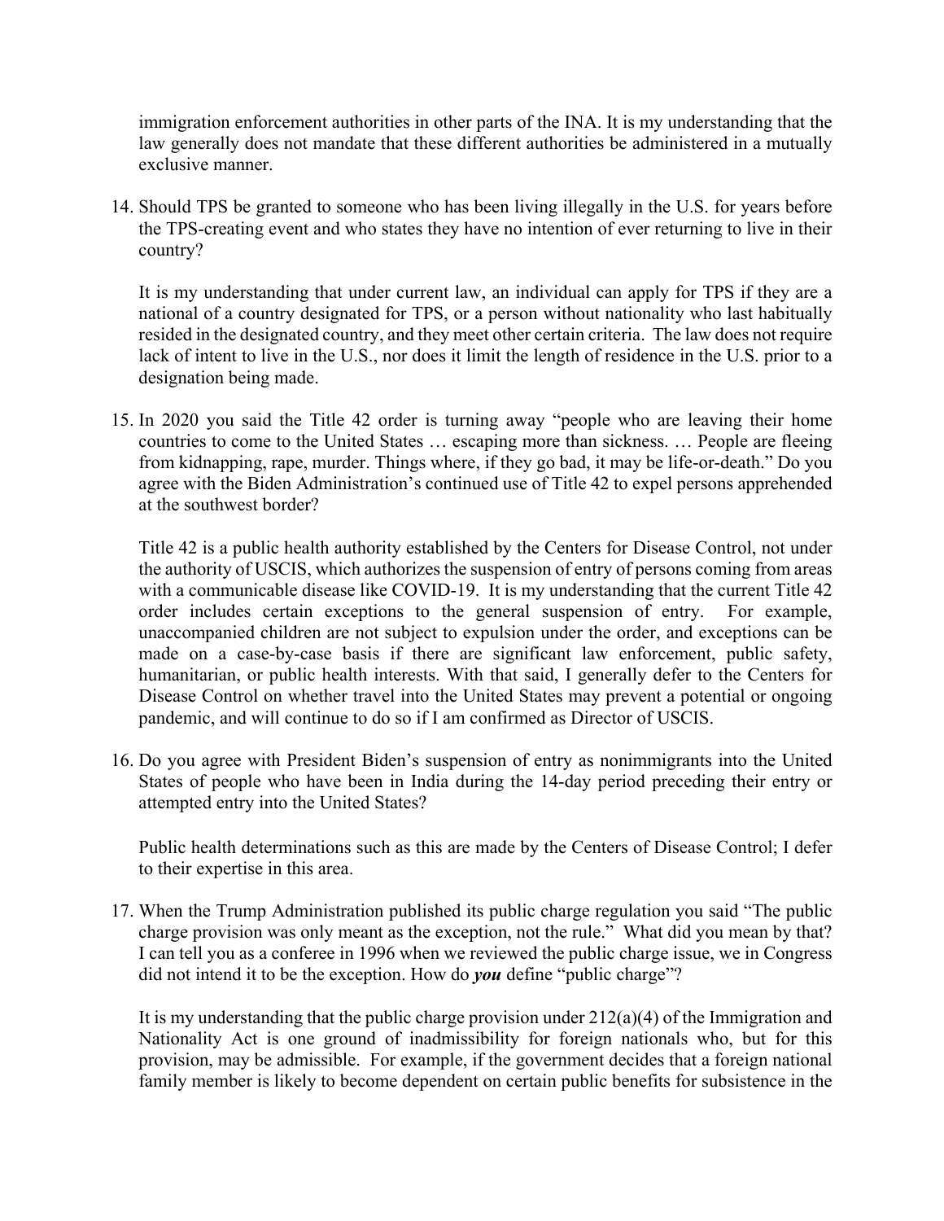immigration enforcement authorities in other parts of the INA. It is my understanding that the law generally does not mandate that these different authorities be administered in a mutually exclusive manner.

14. Should TPS be granted to someone who has been living illegally in the U.S. for years before the TPS-creating event and who states they have no intention of ever returning to live in their country?

    It is my understanding that under current law, an individual can apply for TPS if they are a national of a country designated for TPS, or a person without nationality who last habitually resided in the designated country, and they meet other certain criteria. The law does not require lack of intent to live in the U.S., nor does it limit the length of residence in the U.S. prior to a designation being made.

15. In 2020 you said the Title 42 order is turning away "people who are leaving their home countries to come to the United States … escaping more than sickness. … People are fleeing from kidnapping, rape, murder. Things where, if they go bad, it may be life-or-death." Do you agree with the Biden Administration's continued use of Title 42 to expel persons apprehended at the southwest border?

    Title 42 is a public health authority established by the Centers for Disease Control, not under the authority of USCIS, which authorizes the suspension of entry of persons coming from areas with a communicable disease like COVID-19. It is my understanding that the current Title 42 order includes certain exceptions to the general suspension of entry. For example, unaccompanied children are not subject to expulsion under the order, and exceptions can be made on a case-by-case basis if there are significant law enforcement, public safety, humanitarian, or public health interests. With that said, I generally defer to the Centers for Disease Control on whether travel into the United States may prevent a potential or ongoing pandemic, and will continue to do so if I am confirmed as Director of USCIS.

16. Do you agree with President Biden's suspension of entry as nonimmigrants into the United States of people who have been in India during the 14-day period preceding their entry or attempted entry into the United States?

    Public health determinations such as this are made by the Centers of Disease Control; I defer to their expertise in this area.

17. When the Trump Administration published its public charge regulation you said "The public charge provision was only meant as the exception, not the rule." What did you mean by that? I can tell you as a conferee in 1996 when we reviewed the public charge issue, we in Congress did not intend it to be the exception. How do ***you*** define "public charge"?

    It is my understanding that the public charge provision under 212(a)(4) of the Immigration and Nationality Act is one ground of inadmissibility for foreign nationals who, but for this provision, may be admissible. For example, if the government decides that a foreign national family member is likely to become dependent on certain public benefits for subsistence in the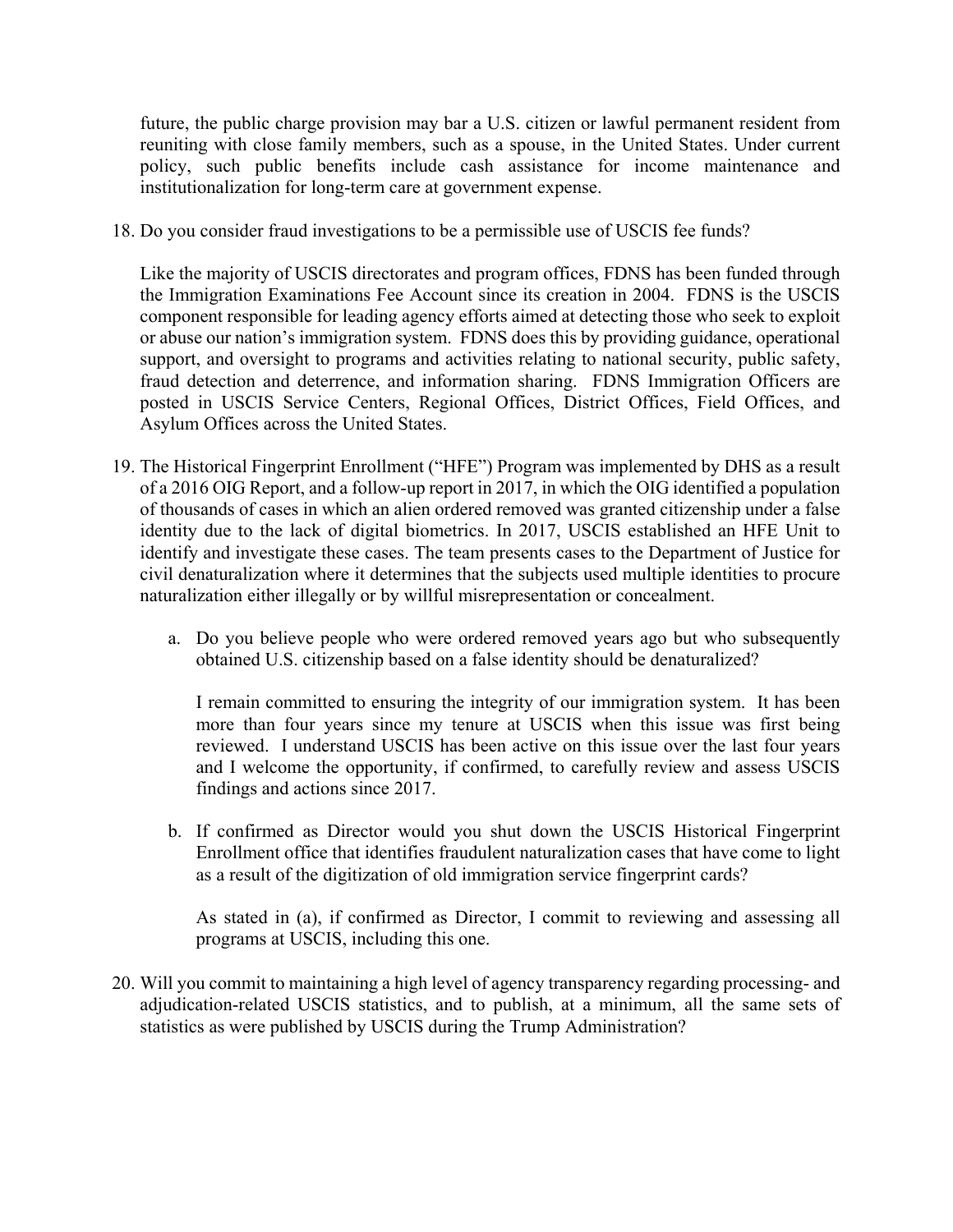future, the public charge provision may bar a U.S. citizen or lawful permanent resident from reuniting with close family members, such as a spouse, in the United States. Under current policy, such public benefits include cash assistance for income maintenance and institutionalization for long-term care at government expense.

18. Do you consider fraud investigations to be a permissible use of USCIS fee funds?

    Like the majority of USCIS directorates and program offices, FDNS has been funded through the Immigration Examinations Fee Account since its creation in 2004. FDNS is the USCIS component responsible for leading agency efforts aimed at detecting those who seek to exploit or abuse our nation's immigration system. FDNS does this by providing guidance, operational support, and oversight to programs and activities relating to national security, public safety, fraud detection and deterrence, and information sharing. FDNS Immigration Officers are posted in USCIS Service Centers, Regional Offices, District Offices, Field Offices, and Asylum Offices across the United States.

19. The Historical Fingerprint Enrollment ("HFE") Program was implemented by DHS as a result of a 2016 OIG Report, and a follow-up report in 2017, in which the OIG identified a population of thousands of cases in which an alien ordered removed was granted citizenship under a false identity due to the lack of digital biometrics. In 2017, USCIS established an HFE Unit to identify and investigate these cases. The team presents cases to the Department of Justice for civil denaturalization where it determines that the subjects used multiple identities to procure naturalization either illegally or by willful misrepresentation or concealment.

    a. Do you believe people who were ordered removed years ago but who subsequently obtained U.S. citizenship based on a false identity should be denaturalized?

       I remain committed to ensuring the integrity of our immigration system. It has been more than four years since my tenure at USCIS when this issue was first being reviewed. I understand USCIS has been active on this issue over the last four years and I welcome the opportunity, if confirmed, to carefully review and assess USCIS findings and actions since 2017.

    b. If confirmed as Director would you shut down the USCIS Historical Fingerprint Enrollment office that identifies fraudulent naturalization cases that have come to light as a result of the digitization of old immigration service fingerprint cards?

       As stated in (a), if confirmed as Director, I commit to reviewing and assessing all programs at USCIS, including this one.

20. Will you commit to maintaining a high level of agency transparency regarding processing- and adjudication-related USCIS statistics, and to publish, at a minimum, all the same sets of statistics as were published by USCIS during the Trump Administration?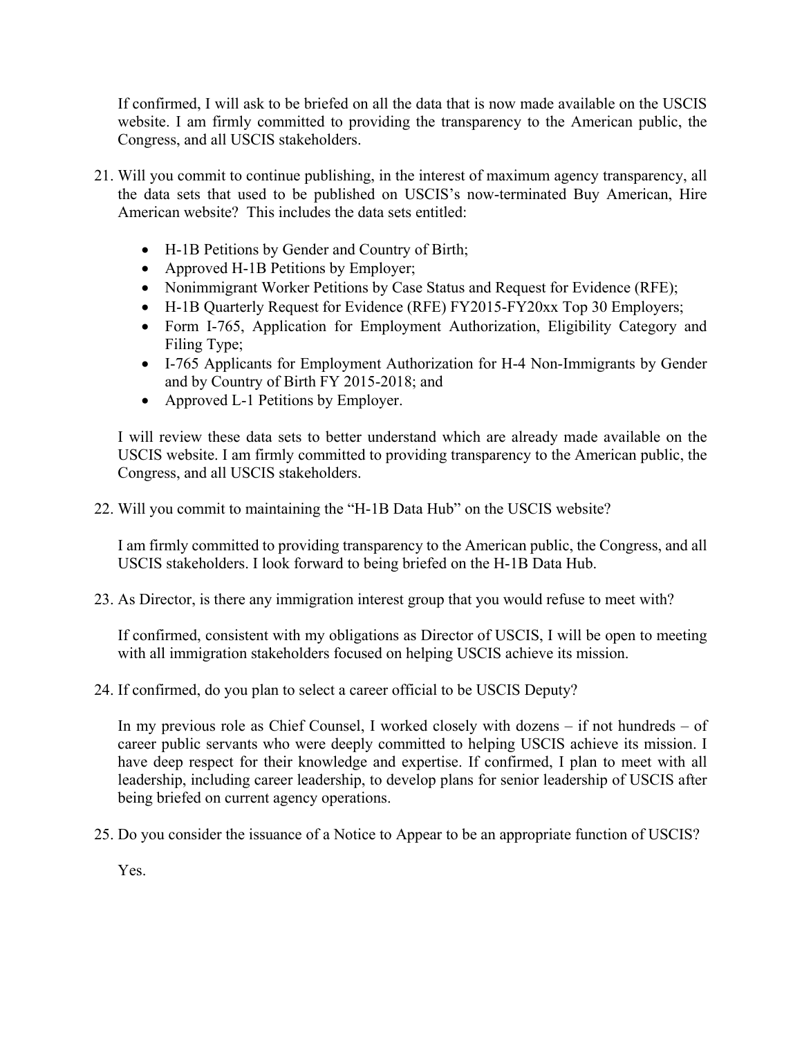If confirmed, I will ask to be briefed on all the data that is now made available on the USCIS website. I am firmly committed to providing the transparency to the American public, the Congress, and all USCIS stakeholders.

21. Will you commit to continue publishing, in the interest of maximum agency transparency, all the data sets that used to be published on USCIS's now-terminated Buy American, Hire American website? This includes the data sets entitled:

    - H-1B Petitions by Gender and Country of Birth;
    - Approved H-1B Petitions by Employer;
    - Nonimmigrant Worker Petitions by Case Status and Request for Evidence (RFE);
    - H-1B Quarterly Request for Evidence (RFE) FY2015-FY20xx Top 30 Employers;
    - Form I-765, Application for Employment Authorization, Eligibility Category and Filing Type;
    - I-765 Applicants for Employment Authorization for H-4 Non-Immigrants by Gender and by Country of Birth FY 2015-2018; and
    - Approved L-1 Petitions by Employer.

    I will review these data sets to better understand which are already made available on the USCIS website. I am firmly committed to providing transparency to the American public, the Congress, and all USCIS stakeholders.

22. Will you commit to maintaining the "H-1B Data Hub" on the USCIS website?

    I am firmly committed to providing transparency to the American public, the Congress, and all USCIS stakeholders. I look forward to being briefed on the H-1B Data Hub.

23. As Director, is there any immigration interest group that you would refuse to meet with?

    If confirmed, consistent with my obligations as Director of USCIS, I will be open to meeting with all immigration stakeholders focused on helping USCIS achieve its mission.

24. If confirmed, do you plan to select a career official to be USCIS Deputy?

    In my previous role as Chief Counsel, I worked closely with dozens – if not hundreds – of career public servants who were deeply committed to helping USCIS achieve its mission. I have deep respect for their knowledge and expertise. If confirmed, I plan to meet with all leadership, including career leadership, to develop plans for senior leadership of USCIS after being briefed on current agency operations.

25. Do you consider the issuance of a Notice to Appear to be an appropriate function of USCIS?

    Yes.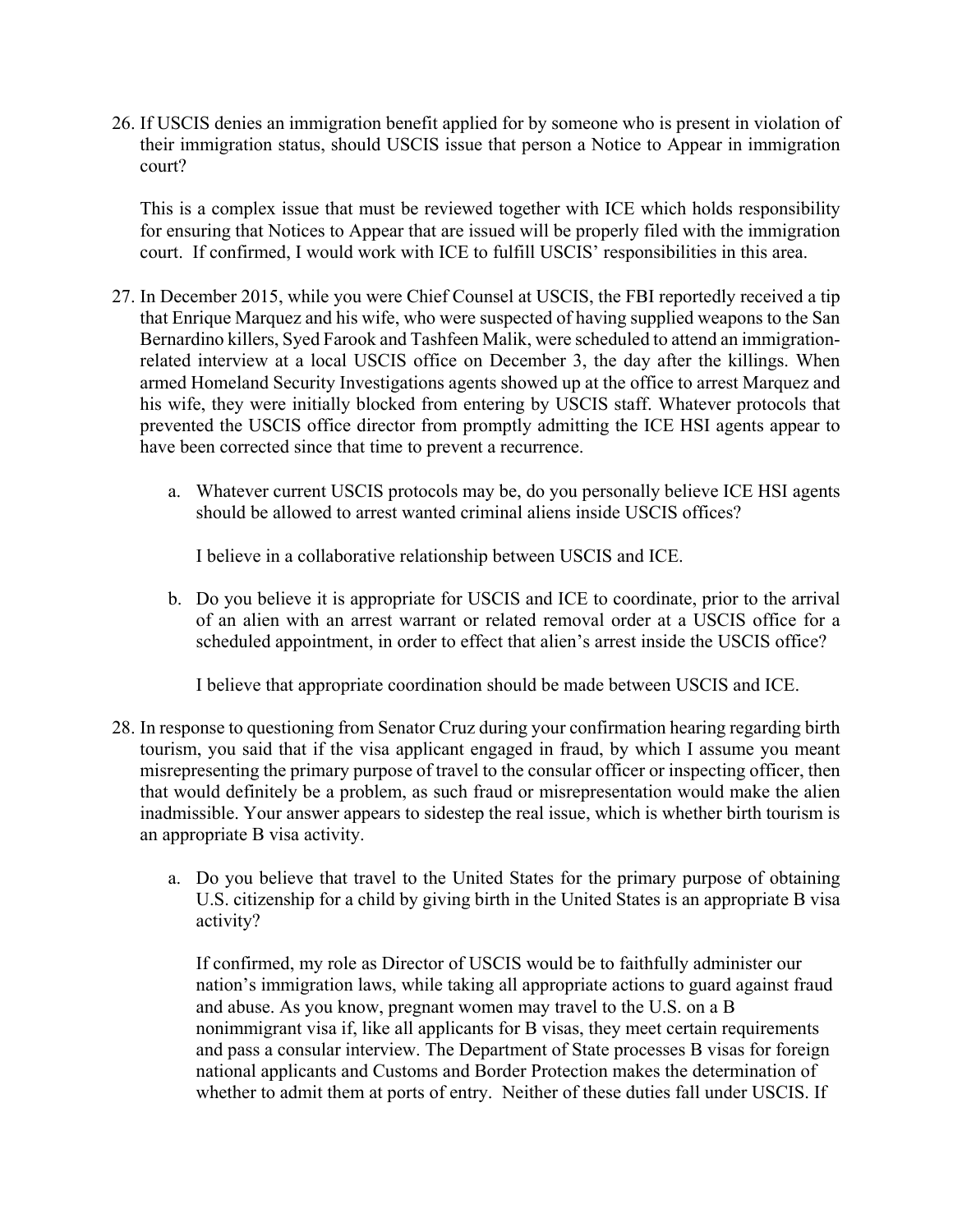26. If USCIS denies an immigration benefit applied for by someone who is present in violation of their immigration status, should USCIS issue that person a Notice to Appear in immigration court?

    This is a complex issue that must be reviewed together with ICE which holds responsibility for ensuring that Notices to Appear that are issued will be properly filed with the immigration court. If confirmed, I would work with ICE to fulfill USCIS' responsibilities in this area.

27. In December 2015, while you were Chief Counsel at USCIS, the FBI reportedly received a tip that Enrique Marquez and his wife, who were suspected of having supplied weapons to the San Bernardino killers, Syed Farook and Tashfeen Malik, were scheduled to attend an immigration-related interview at a local USCIS office on December 3, the day after the killings. When armed Homeland Security Investigations agents showed up at the office to arrest Marquez and his wife, they were initially blocked from entering by USCIS staff. Whatever protocols that prevented the USCIS office director from promptly admitting the ICE HSI agents appear to have been corrected since that time to prevent a recurrence.

    a. Whatever current USCIS protocols may be, do you personally believe ICE HSI agents should be allowed to arrest wanted criminal aliens inside USCIS offices?

       I believe in a collaborative relationship between USCIS and ICE.

    b. Do you believe it is appropriate for USCIS and ICE to coordinate, prior to the arrival of an alien with an arrest warrant or related removal order at a USCIS office for a scheduled appointment, in order to effect that alien's arrest inside the USCIS office?

       I believe that appropriate coordination should be made between USCIS and ICE.

28. In response to questioning from Senator Cruz during your confirmation hearing regarding birth tourism, you said that if the visa applicant engaged in fraud, by which I assume you meant misrepresenting the primary purpose of travel to the consular officer or inspecting officer, then that would definitely be a problem, as such fraud or misrepresentation would make the alien inadmissible. Your answer appears to sidestep the real issue, which is whether birth tourism is an appropriate B visa activity.

    a. Do you believe that travel to the United States for the primary purpose of obtaining U.S. citizenship for a child by giving birth in the United States is an appropriate B visa activity?

       If confirmed, my role as Director of USCIS would be to faithfully administer our nation's immigration laws, while taking all appropriate actions to guard against fraud and abuse. As you know, pregnant women may travel to the U.S. on a B nonimmigrant visa if, like all applicants for B visas, they meet certain requirements and pass a consular interview. The Department of State processes B visas for foreign national applicants and Customs and Border Protection makes the determination of whether to admit them at ports of entry. Neither of these duties fall under USCIS. If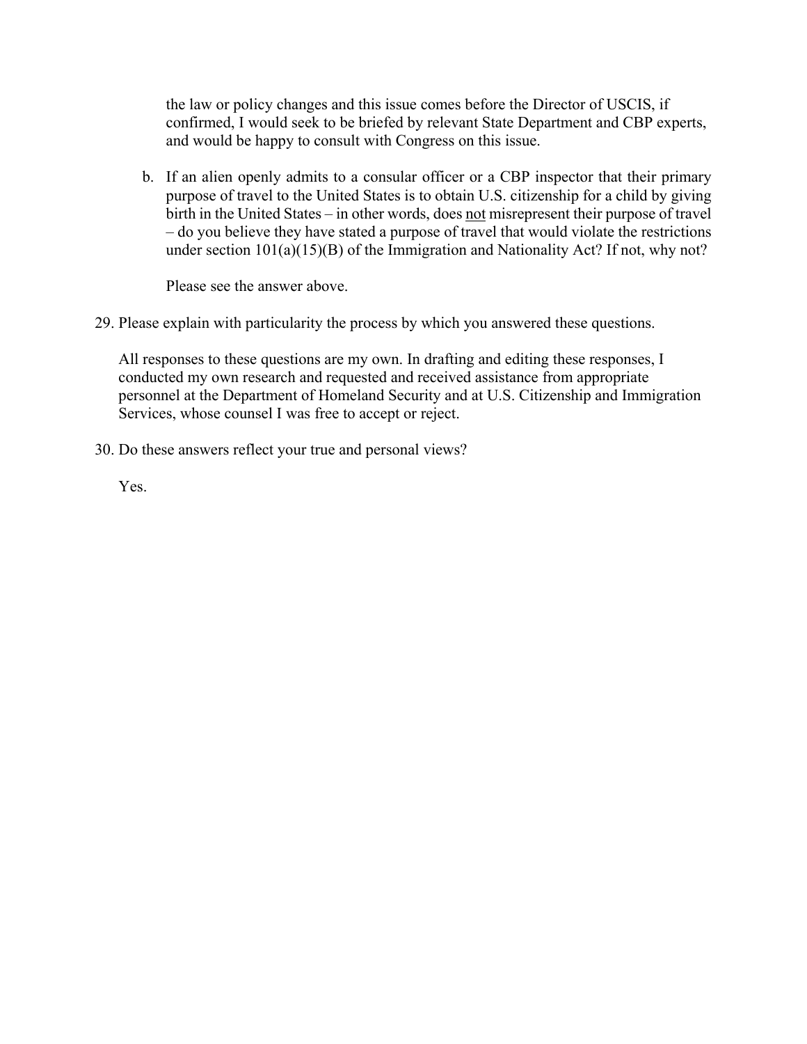the law or policy changes and this issue comes before the Director of USCIS, if confirmed, I would seek to be briefed by relevant State Department and CBP experts, and would be happy to consult with Congress on this issue.

b. If an alien openly admits to a consular officer or a CBP inspector that their primary purpose of travel to the United States is to obtain U.S. citizenship for a child by giving birth in the United States – in other words, does <u>not</u> misrepresent their purpose of travel – do you believe they have stated a purpose of travel that would violate the restrictions under section 101(a)(15)(B) of the Immigration and Nationality Act? If not, why not?

   Please see the answer above.

29. Please explain with particularity the process by which you answered these questions.

    All responses to these questions are my own. In drafting and editing these responses, I conducted my own research and requested and received assistance from appropriate personnel at the Department of Homeland Security and at U.S. Citizenship and Immigration Services, whose counsel I was free to accept or reject.

30. Do these answers reflect your true and personal views?

    Yes.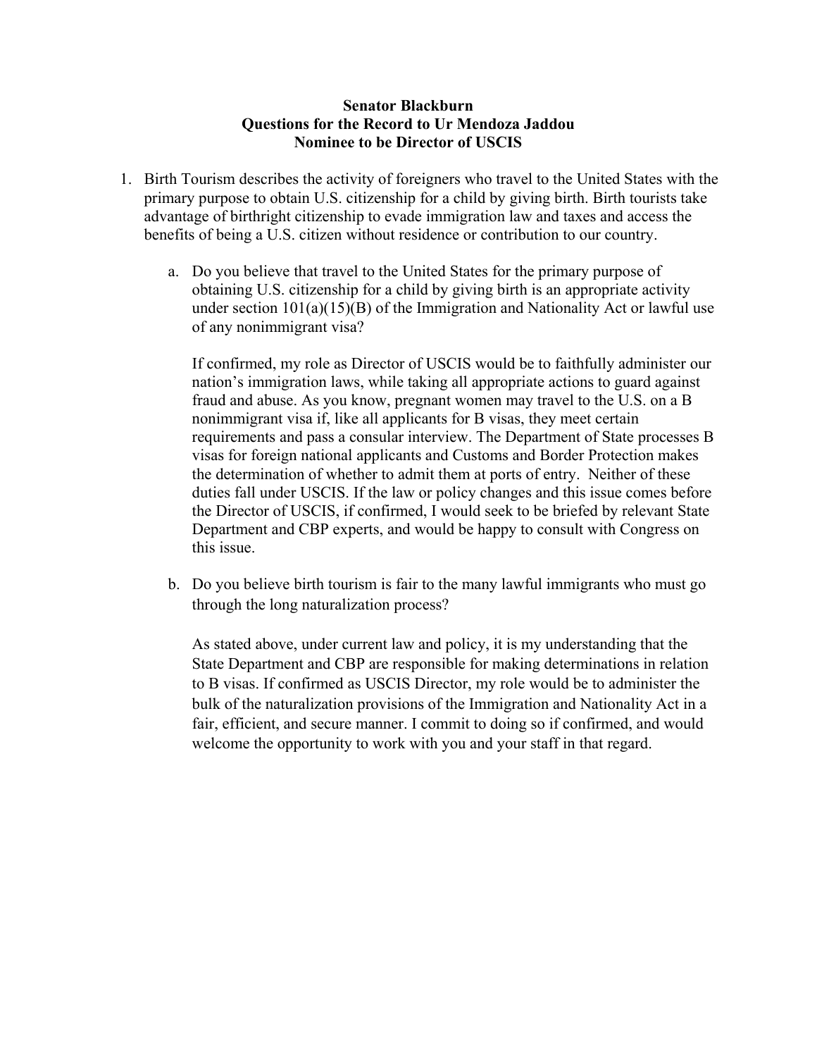**Senator Blackburn**
**Questions for the Record to Ur Mendoza Jaddou**
**Nominee to be Director of USCIS**

1. Birth Tourism describes the activity of foreigners who travel to the United States with the primary purpose to obtain U.S. citizenship for a child by giving birth. Birth tourists take advantage of birthright citizenship to evade immigration law and taxes and access the benefits of being a U.S. citizen without residence or contribution to our country.

   a. Do you believe that travel to the United States for the primary purpose of obtaining U.S. citizenship for a child by giving birth is an appropriate activity under section 101(a)(15)(B) of the Immigration and Nationality Act or lawful use of any nonimmigrant visa?

      If confirmed, my role as Director of USCIS would be to faithfully administer our nation's immigration laws, while taking all appropriate actions to guard against fraud and abuse. As you know, pregnant women may travel to the U.S. on a B nonimmigrant visa if, like all applicants for B visas, they meet certain requirements and pass a consular interview. The Department of State processes B visas for foreign national applicants and Customs and Border Protection makes the determination of whether to admit them at ports of entry. Neither of these duties fall under USCIS. If the law or policy changes and this issue comes before the Director of USCIS, if confirmed, I would seek to be briefed by relevant State Department and CBP experts, and would be happy to consult with Congress on this issue.

   b. Do you believe birth tourism is fair to the many lawful immigrants who must go through the long naturalization process?

      As stated above, under current law and policy, it is my understanding that the State Department and CBP are responsible for making determinations in relation to B visas. If confirmed as USCIS Director, my role would be to administer the bulk of the naturalization provisions of the Immigration and Nationality Act in a fair, efficient, and secure manner. I commit to doing so if confirmed, and would welcome the opportunity to work with you and your staff in that regard.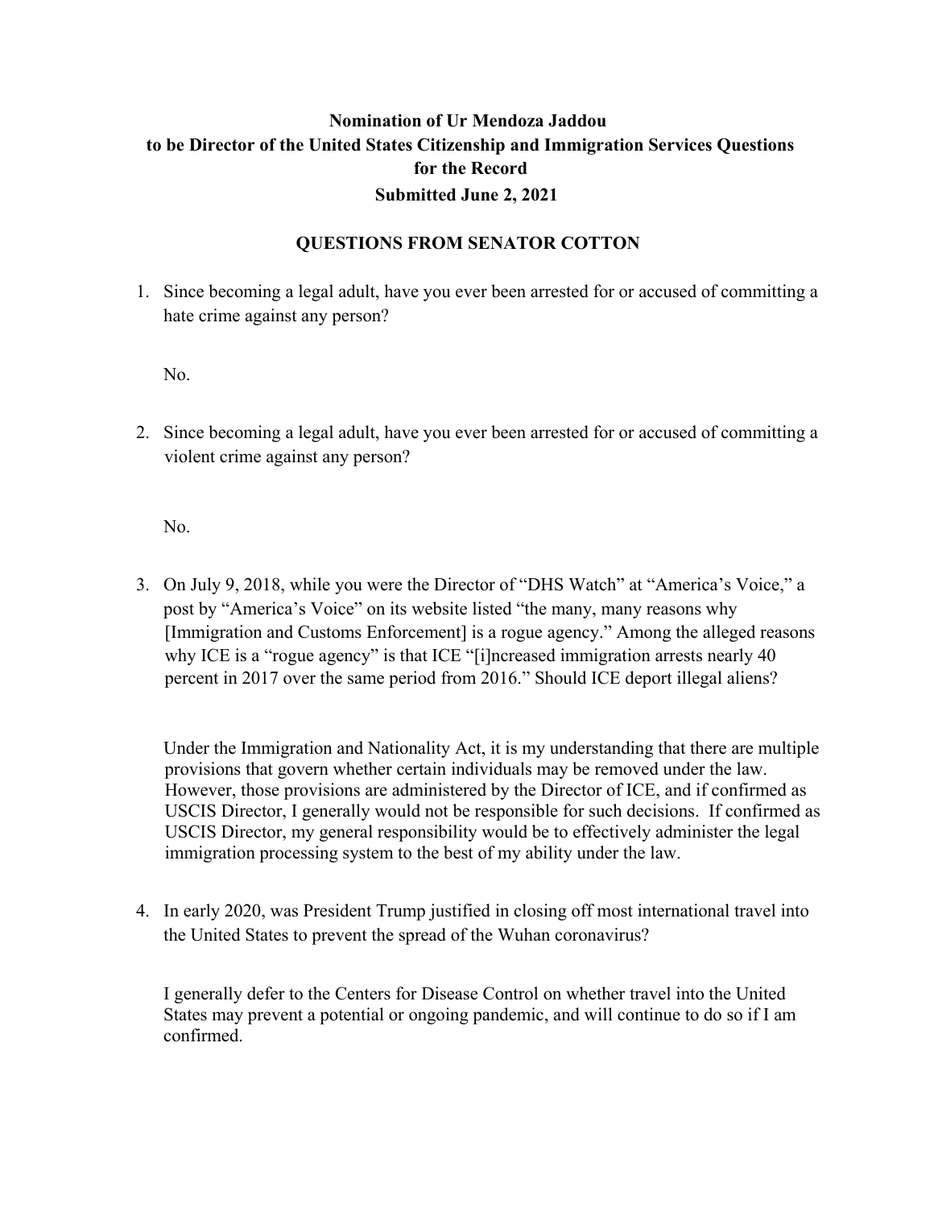**Nomination of Ur Mendoza Jaddou**
**to be Director of the United States Citizenship and Immigration Services Questions for the Record**
**Submitted June 2, 2021**

**QUESTIONS FROM SENATOR COTTON**

1. Since becoming a legal adult, have you ever been arrested for or accused of committing a hate crime against any person?

   No.

2. Since becoming a legal adult, have you ever been arrested for or accused of committing a violent crime against any person?

   No.

3. On July 9, 2018, while you were the Director of "DHS Watch" at "America's Voice," a post by "America's Voice" on its website listed "the many, many reasons why [Immigration and Customs Enforcement] is a rogue agency." Among the alleged reasons why ICE is a "rogue agency" is that ICE "[i]ncreased immigration arrests nearly 40 percent in 2017 over the same period from 2016." Should ICE deport illegal aliens?

   Under the Immigration and Nationality Act, it is my understanding that there are multiple provisions that govern whether certain individuals may be removed under the law. However, those provisions are administered by the Director of ICE, and if confirmed as USCIS Director, I generally would not be responsible for such decisions. If confirmed as USCIS Director, my general responsibility would be to effectively administer the legal immigration processing system to the best of my ability under the law.

4. In early 2020, was President Trump justified in closing off most international travel into the United States to prevent the spread of the Wuhan coronavirus?

   I generally defer to the Centers for Disease Control on whether travel into the United States may prevent a potential or ongoing pandemic, and will continue to do so if I am confirmed.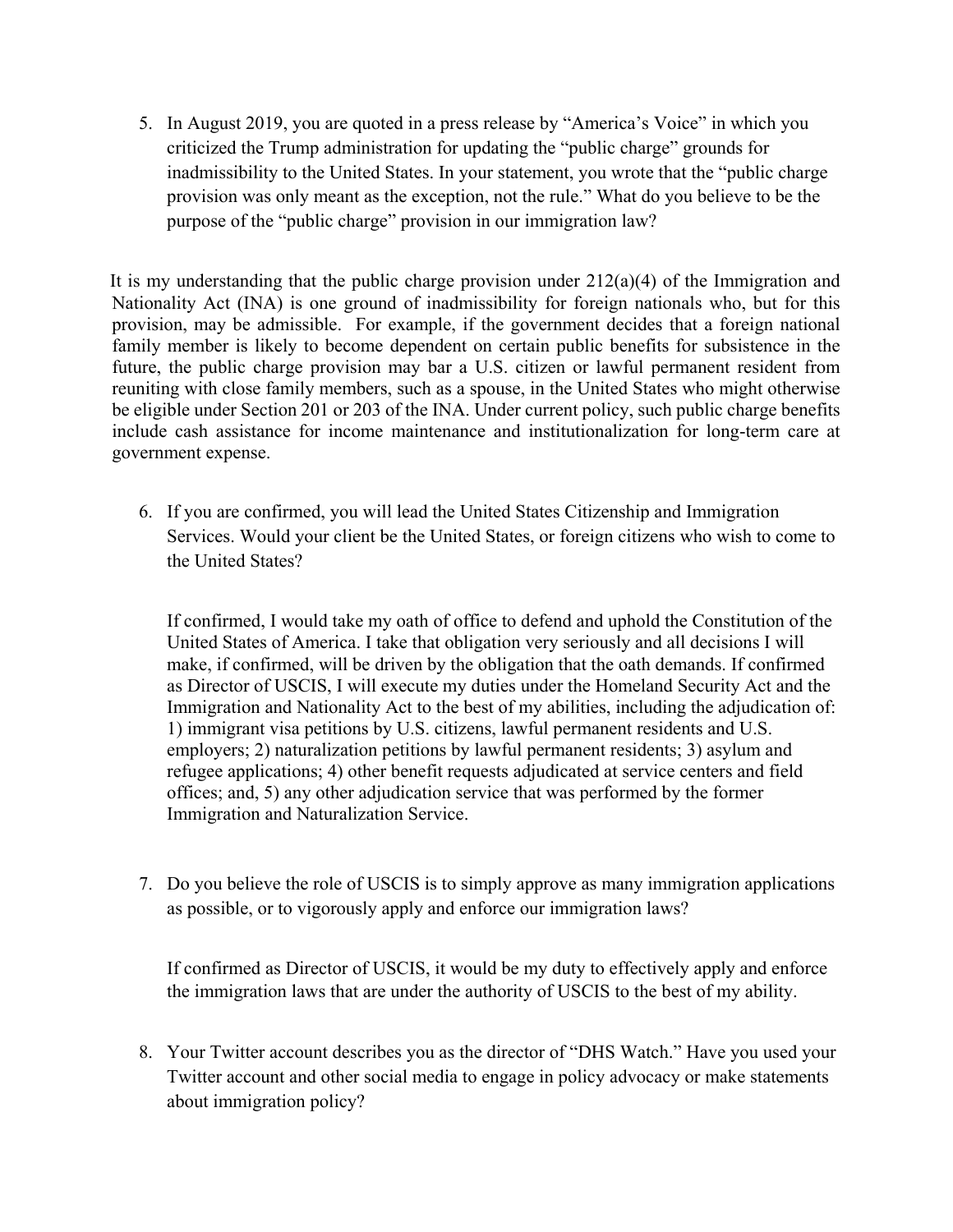5. In August 2019, you are quoted in a press release by "America's Voice" in which you criticized the Trump administration for updating the "public charge" grounds for inadmissibility to the United States. In your statement, you wrote that the "public charge provision was only meant as the exception, not the rule." What do you believe to be the purpose of the "public charge" provision in our immigration law?

It is my understanding that the public charge provision under 212(a)(4) of the Immigration and Nationality Act (INA) is one ground of inadmissibility for foreign nationals who, but for this provision, may be admissible. For example, if the government decides that a foreign national family member is likely to become dependent on certain public benefits for subsistence in the future, the public charge provision may bar a U.S. citizen or lawful permanent resident from reuniting with close family members, such as a spouse, in the United States who might otherwise be eligible under Section 201 or 203 of the INA. Under current policy, such public charge benefits include cash assistance for income maintenance and institutionalization for long-term care at government expense.

6. If you are confirmed, you will lead the United States Citizenship and Immigration Services. Would your client be the United States, or foreign citizens who wish to come to the United States?

   If confirmed, I would take my oath of office to defend and uphold the Constitution of the United States of America. I take that obligation very seriously and all decisions I will make, if confirmed, will be driven by the obligation that the oath demands. If confirmed as Director of USCIS, I will execute my duties under the Homeland Security Act and the Immigration and Nationality Act to the best of my abilities, including the adjudication of: 1) immigrant visa petitions by U.S. citizens, lawful permanent residents and U.S. employers; 2) naturalization petitions by lawful permanent residents; 3) asylum and refugee applications; 4) other benefit requests adjudicated at service centers and field offices; and, 5) any other adjudication service that was performed by the former Immigration and Naturalization Service.

7. Do you believe the role of USCIS is to simply approve as many immigration applications as possible, or to vigorously apply and enforce our immigration laws?

   If confirmed as Director of USCIS, it would be my duty to effectively apply and enforce the immigration laws that are under the authority of USCIS to the best of my ability.

8. Your Twitter account describes you as the director of "DHS Watch." Have you used your Twitter account and other social media to engage in policy advocacy or make statements about immigration policy?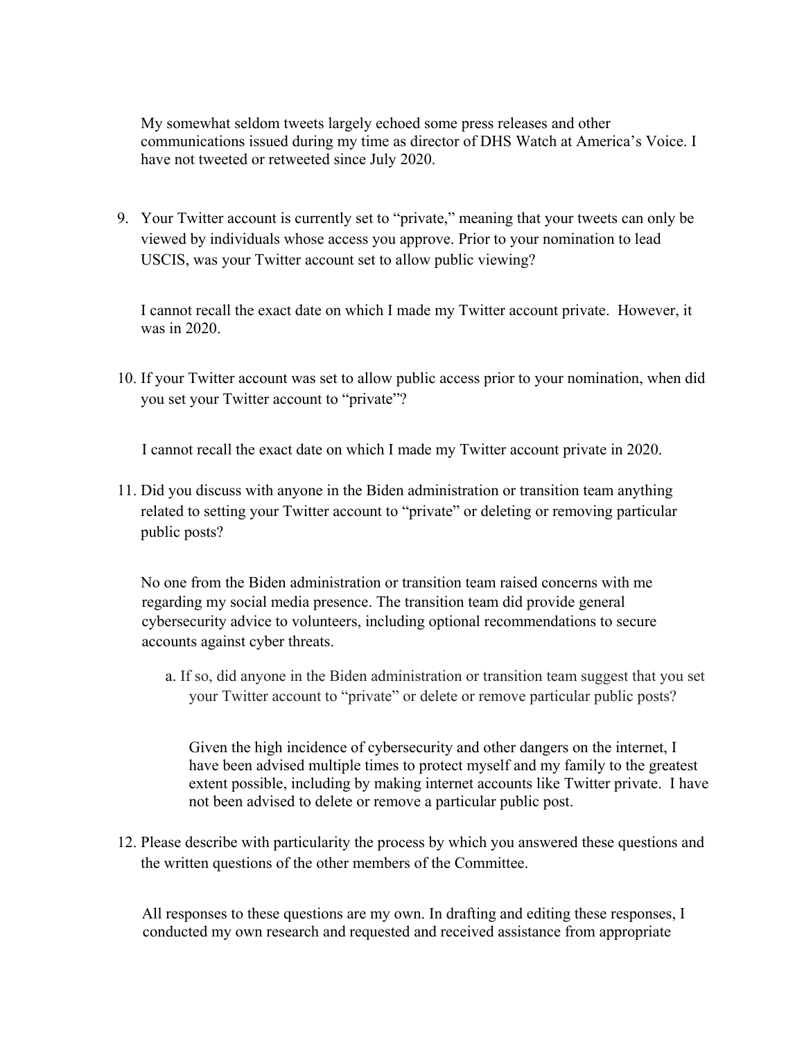My somewhat seldom tweets largely echoed some press releases and other communications issued during my time as director of DHS Watch at America's Voice. I have not tweeted or retweeted since July 2020.

9. Your Twitter account is currently set to "private," meaning that your tweets can only be viewed by individuals whose access you approve. Prior to your nomination to lead USCIS, was your Twitter account set to allow public viewing?

   I cannot recall the exact date on which I made my Twitter account private. However, it was in 2020.

10. If your Twitter account was set to allow public access prior to your nomination, when did you set your Twitter account to "private"?

    I cannot recall the exact date on which I made my Twitter account private in 2020.

11. Did you discuss with anyone in the Biden administration or transition team anything related to setting your Twitter account to "private" or deleting or removing particular public posts?

    No one from the Biden administration or transition team raised concerns with me regarding my social media presence. The transition team did provide general cybersecurity advice to volunteers, including optional recommendations to secure accounts against cyber threats.

    a. If so, did anyone in the Biden administration or transition team suggest that you set your Twitter account to "private" or delete or remove particular public posts?

       Given the high incidence of cybersecurity and other dangers on the internet, I have been advised multiple times to protect myself and my family to the greatest extent possible, including by making internet accounts like Twitter private. I have not been advised to delete or remove a particular public post.

12. Please describe with particularity the process by which you answered these questions and the written questions of the other members of the Committee.

    All responses to these questions are my own. In drafting and editing these responses, I conducted my own research and requested and received assistance from appropriate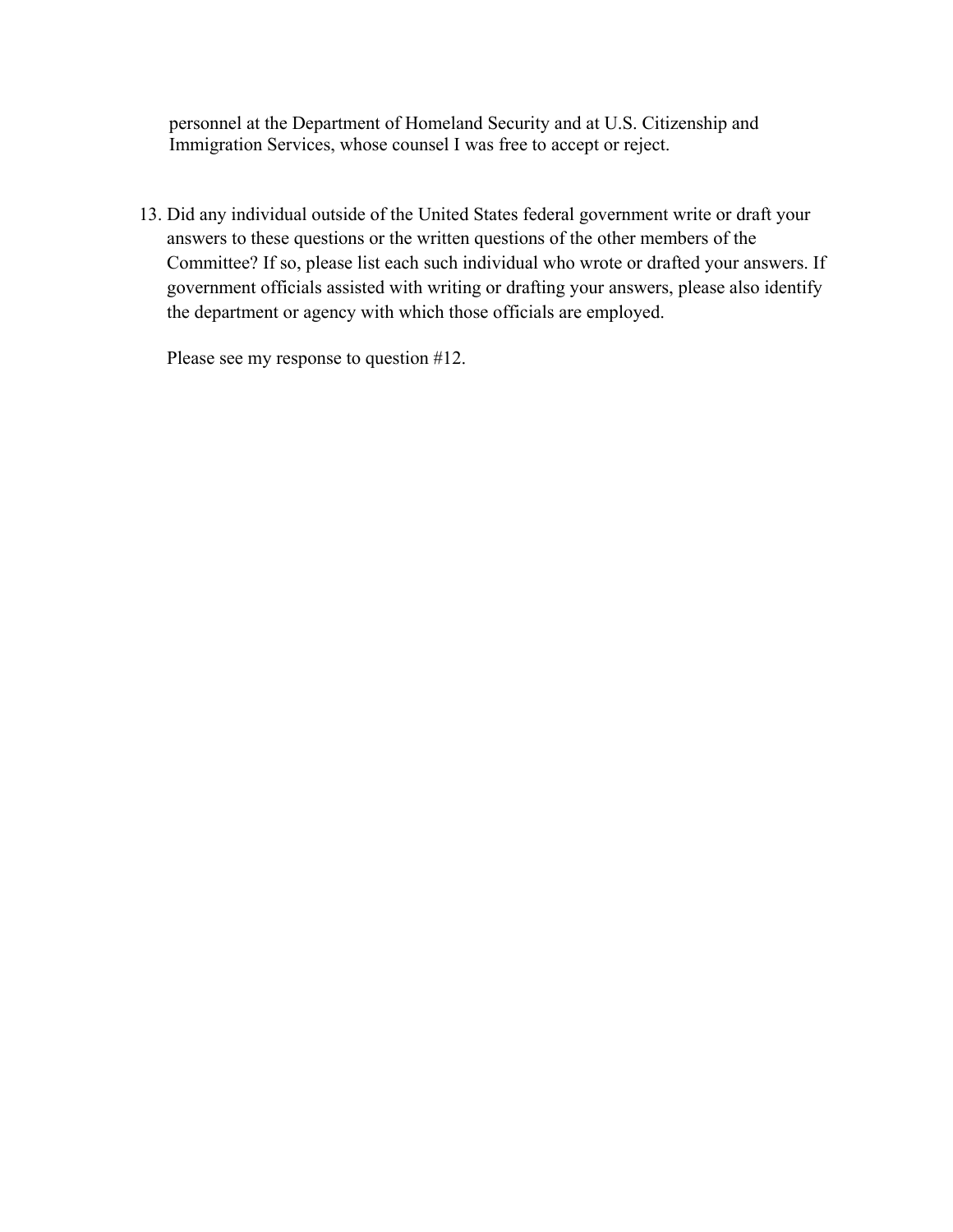personnel at the Department of Homeland Security and at U.S. Citizenship and Immigration Services, whose counsel I was free to accept or reject.

13. Did any individual outside of the United States federal government write or draft your answers to these questions or the written questions of the other members of the Committee? If so, please list each such individual who wrote or drafted your answers. If government officials assisted with writing or drafting your answers, please also identify the department or agency with which those officials are employed.

    Please see my response to question #12.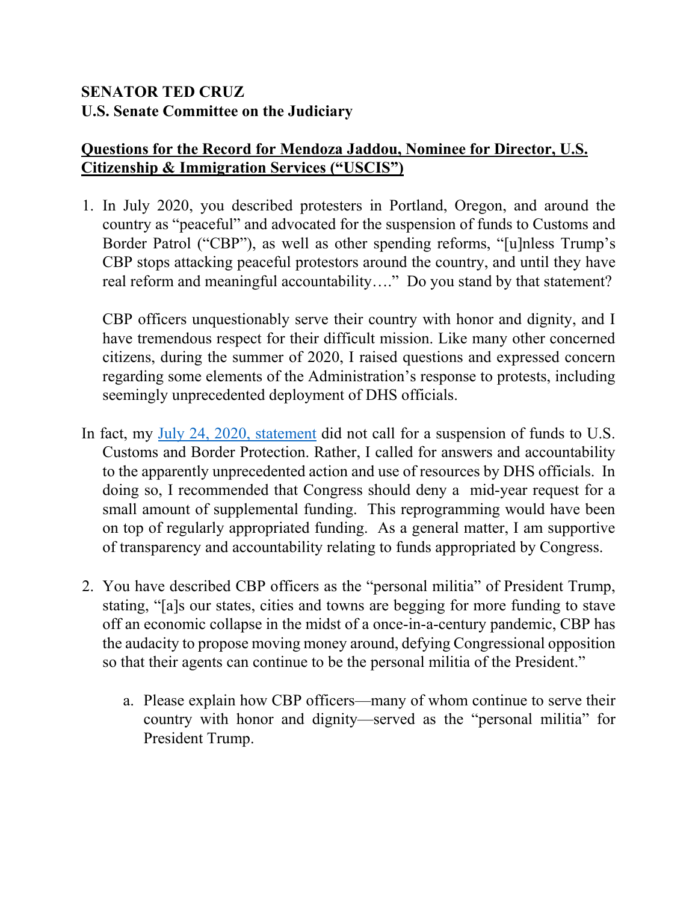**SENATOR TED CRUZ**
**U.S. Senate Committee on the Judiciary**

**<u>Questions for the Record for Mendoza Jaddou, Nominee for Director, U.S. Citizenship & Immigration Services ("USCIS")</u>**

1. In July 2020, you described protesters in Portland, Oregon, and around the country as "peaceful" and advocated for the suspension of funds to Customs and Border Patrol ("CBP"), as well as other spending reforms, "[u]nless Trump's CBP stops attacking peaceful protestors around the country, and until they have real reform and meaningful accountability…." Do you stand by that statement?

   CBP officers unquestionably serve their country with honor and dignity, and I have tremendous respect for their difficult mission. Like many other concerned citizens, during the summer of 2020, I raised questions and expressed concern regarding some elements of the Administration's response to protests, including seemingly unprecedented deployment of DHS officials.

In fact, my [July 24, 2020, statement]() did not call for a suspension of funds to U.S. Customs and Border Protection. Rather, I called for answers and accountability to the apparently unprecedented action and use of resources by DHS officials. In doing so, I recommended that Congress should deny a mid-year request for a small amount of supplemental funding. This reprogramming would have been on top of regularly appropriated funding. As a general matter, I am supportive of transparency and accountability relating to funds appropriated by Congress.

2. You have described CBP officers as the "personal militia" of President Trump, stating, "[a]s our states, cities and towns are begging for more funding to stave off an economic collapse in the midst of a once-in-a-century pandemic, CBP has the audacity to propose moving money around, defying Congressional opposition so that their agents can continue to be the personal militia of the President."

   a. Please explain how CBP officers—many of whom continue to serve their country with honor and dignity—served as the "personal militia" for President Trump.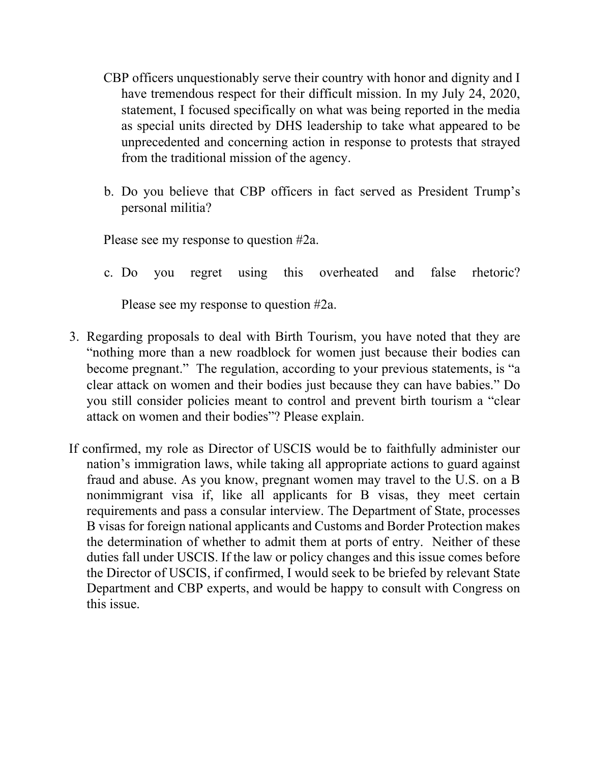CBP officers unquestionably serve their country with honor and dignity and I have tremendous respect for their difficult mission. In my July 24, 2020, statement, I focused specifically on what was being reported in the media as special units directed by DHS leadership to take what appeared to be unprecedented and concerning action in response to protests that strayed from the traditional mission of the agency.

b. Do you believe that CBP officers in fact served as President Trump's personal militia?

Please see my response to question #2a.

c. Do you regret using this overheated and false rhetoric?

Please see my response to question #2a.

3. Regarding proposals to deal with Birth Tourism, you have noted that they are "nothing more than a new roadblock for women just because their bodies can become pregnant." The regulation, according to your previous statements, is "a clear attack on women and their bodies just because they can have babies." Do you still consider policies meant to control and prevent birth tourism a "clear attack on women and their bodies"? Please explain.

If confirmed, my role as Director of USCIS would be to faithfully administer our nation's immigration laws, while taking all appropriate actions to guard against fraud and abuse. As you know, pregnant women may travel to the U.S. on a B nonimmigrant visa if, like all applicants for B visas, they meet certain requirements and pass a consular interview. The Department of State, processes B visas for foreign national applicants and Customs and Border Protection makes the determination of whether to admit them at ports of entry. Neither of these duties fall under USCIS. If the law or policy changes and this issue comes before the Director of USCIS, if confirmed, I would seek to be briefed by relevant State Department and CBP experts, and would be happy to consult with Congress on this issue.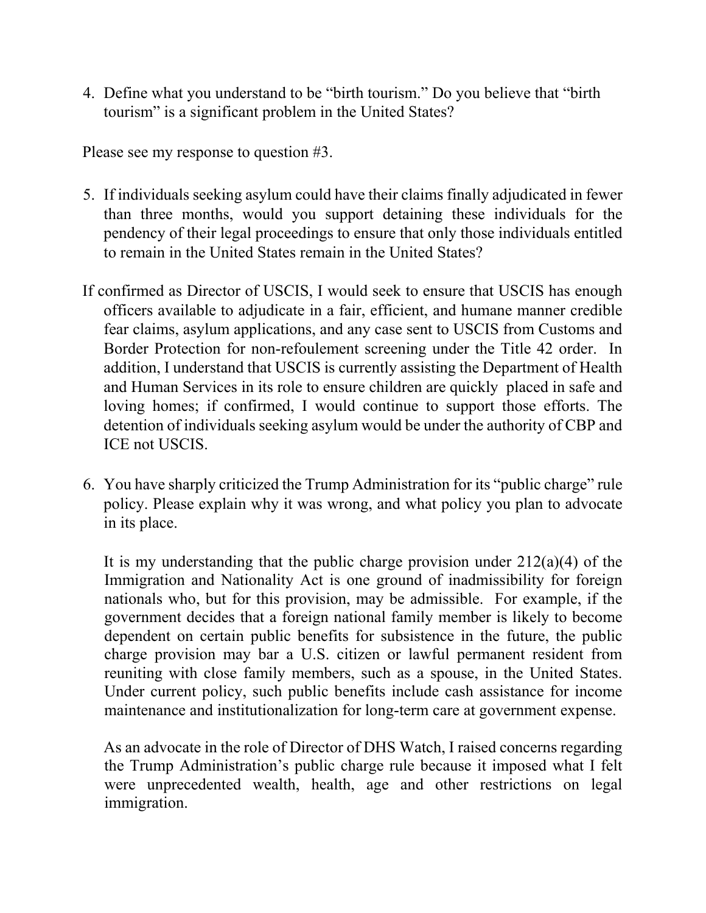4. Define what you understand to be "birth tourism." Do you believe that "birth tourism" is a significant problem in the United States?

Please see my response to question #3.

5. If individuals seeking asylum could have their claims finally adjudicated in fewer than three months, would you support detaining these individuals for the pendency of their legal proceedings to ensure that only those individuals entitled to remain in the United States remain in the United States?

If confirmed as Director of USCIS, I would seek to ensure that USCIS has enough officers available to adjudicate in a fair, efficient, and humane manner credible fear claims, asylum applications, and any case sent to USCIS from Customs and Border Protection for non-refoulement screening under the Title 42 order. In addition, I understand that USCIS is currently assisting the Department of Health and Human Services in its role to ensure children are quickly placed in safe and loving homes; if confirmed, I would continue to support those efforts. The detention of individuals seeking asylum would be under the authority of CBP and ICE not USCIS.

6. You have sharply criticized the Trump Administration for its "public charge" rule policy. Please explain why it was wrong, and what policy you plan to advocate in its place.

   It is my understanding that the public charge provision under 212(a)(4) of the Immigration and Nationality Act is one ground of inadmissibility for foreign nationals who, but for this provision, may be admissible. For example, if the government decides that a foreign national family member is likely to become dependent on certain public benefits for subsistence in the future, the public charge provision may bar a U.S. citizen or lawful permanent resident from reuniting with close family members, such as a spouse, in the United States. Under current policy, such public benefits include cash assistance for income maintenance and institutionalization for long-term care at government expense.

   As an advocate in the role of Director of DHS Watch, I raised concerns regarding the Trump Administration's public charge rule because it imposed what I felt were unprecedented wealth, health, age and other restrictions on legal immigration.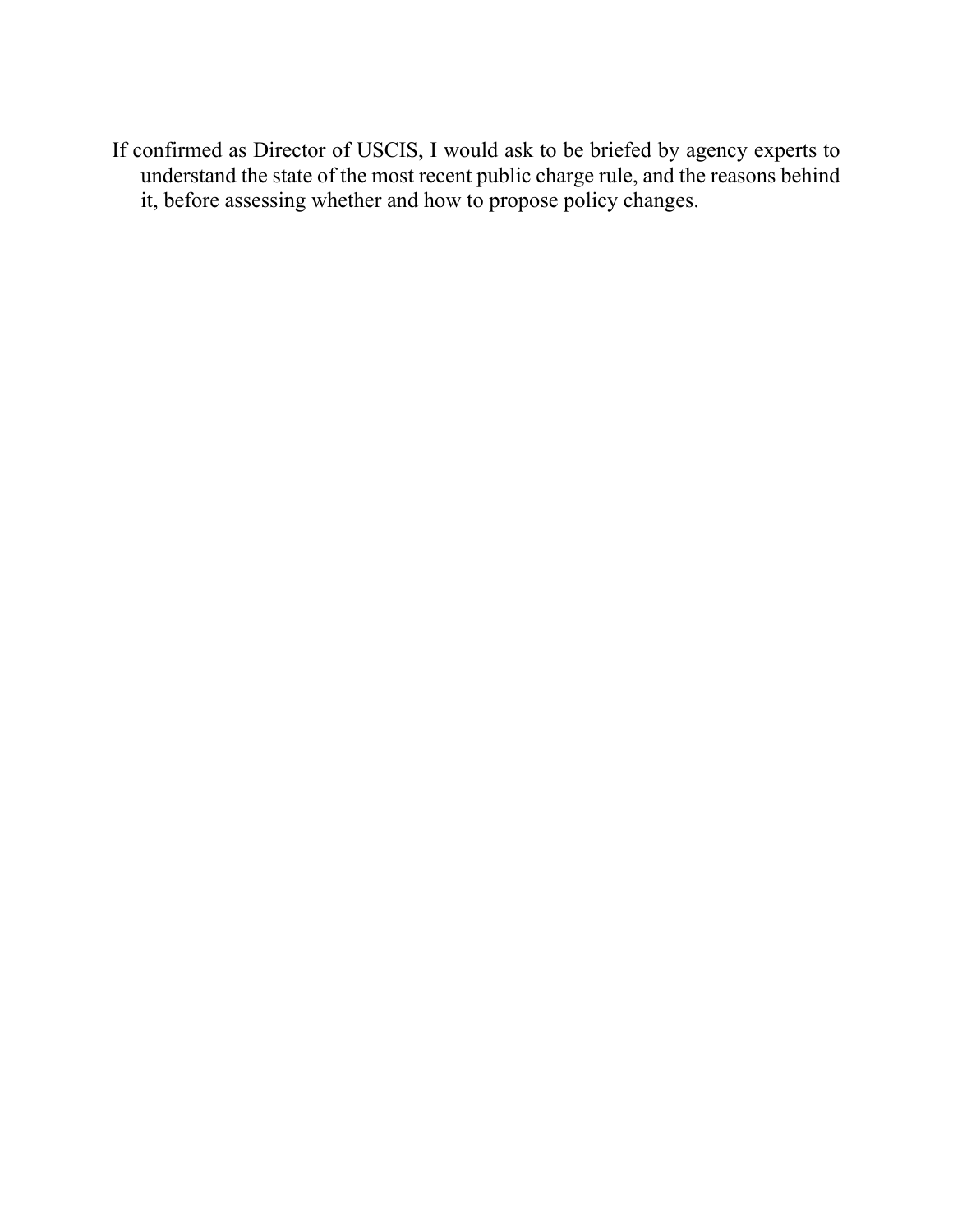If confirmed as Director of USCIS, I would ask to be briefed by agency experts to understand the state of the most recent public charge rule, and the reasons behind it, before assessing whether and how to propose policy changes.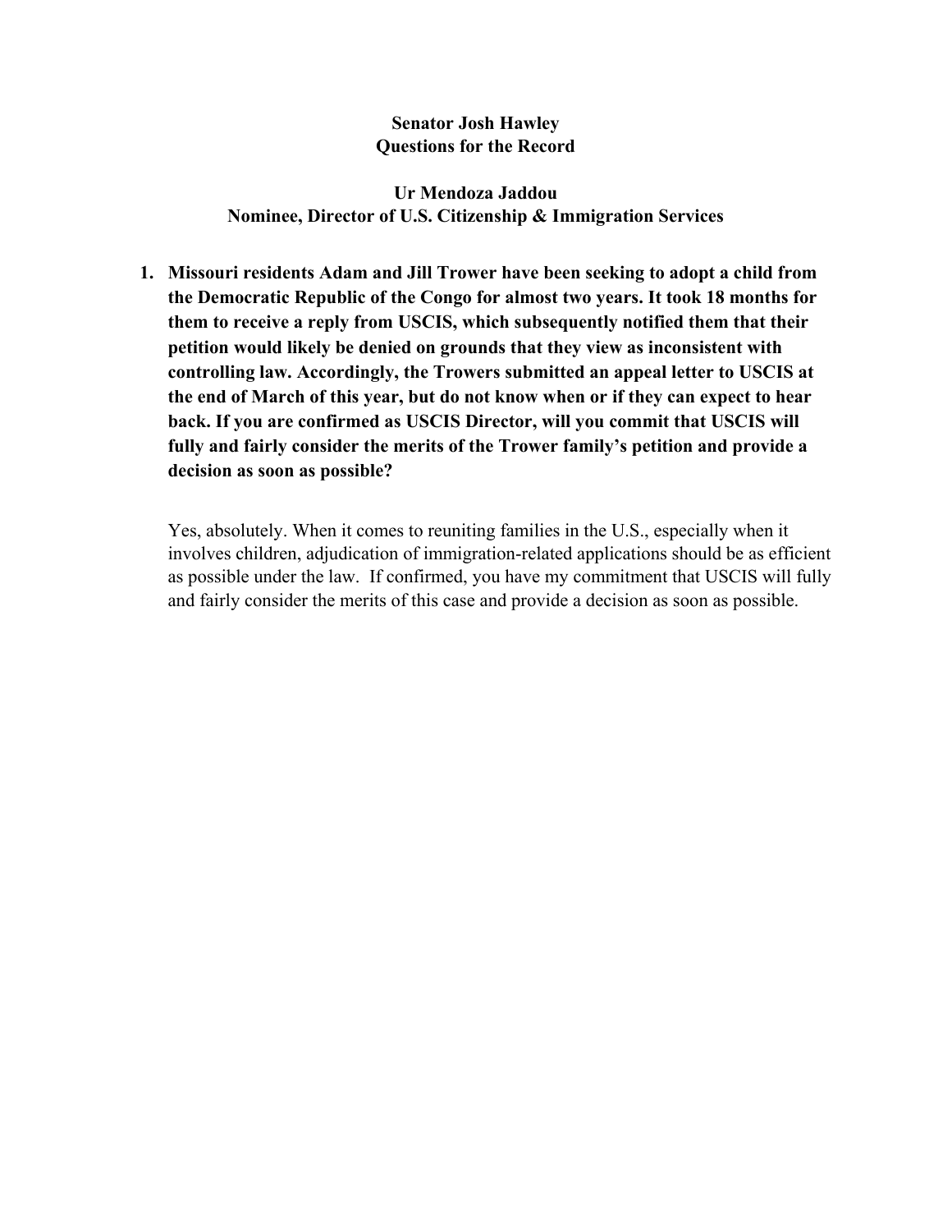**Senator Josh Hawley**
**Questions for the Record**

**Ur Mendoza Jaddou**
**Nominee, Director of U.S. Citizenship & Immigration Services**

1. **Missouri residents Adam and Jill Trower have been seeking to adopt a child from the Democratic Republic of the Congo for almost two years. It took 18 months for them to receive a reply from USCIS, which subsequently notified them that their petition would likely be denied on grounds that they view as inconsistent with controlling law. Accordingly, the Trowers submitted an appeal letter to USCIS at the end of March of this year, but do not know when or if they can expect to hear back. If you are confirmed as USCIS Director, will you commit that USCIS will fully and fairly consider the merits of the Trower family's petition and provide a decision as soon as possible?**

   Yes, absolutely. When it comes to reuniting families in the U.S., especially when it involves children, adjudication of immigration-related applications should be as efficient as possible under the law. If confirmed, you have my commitment that USCIS will fully and fairly consider the merits of this case and provide a decision as soon as possible.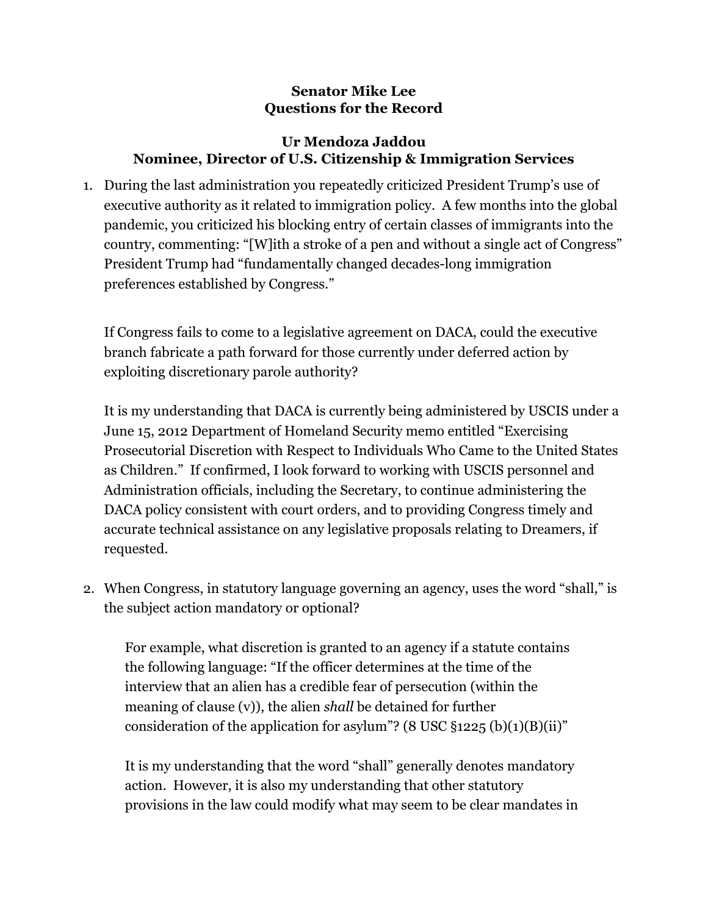**Senator Mike Lee**
**Questions for the Record**

**Ur Mendoza Jaddou**
**Nominee, Director of U.S. Citizenship & Immigration Services**

1. During the last administration you repeatedly criticized President Trump's use of executive authority as it related to immigration policy. A few months into the global pandemic, you criticized his blocking entry of certain classes of immigrants into the country, commenting: "[W]ith a stroke of a pen and without a single act of Congress" President Trump had "fundamentally changed decades-long immigration preferences established by Congress."

   If Congress fails to come to a legislative agreement on DACA, could the executive branch fabricate a path forward for those currently under deferred action by exploiting discretionary parole authority?

   It is my understanding that DACA is currently being administered by USCIS under a June 15, 2012 Department of Homeland Security memo entitled "Exercising Prosecutorial Discretion with Respect to Individuals Who Came to the United States as Children." If confirmed, I look forward to working with USCIS personnel and Administration officials, including the Secretary, to continue administering the DACA policy consistent with court orders, and to providing Congress timely and accurate technical assistance on any legislative proposals relating to Dreamers, if requested.

2. When Congress, in statutory language governing an agency, uses the word "shall," is the subject action mandatory or optional?

   > For example, what discretion is granted to an agency if a statute contains the following language: "If the officer determines at the time of the interview that an alien has a credible fear of persecution (within the meaning of clause (v)), the alien *shall* be detained for further consideration of the application for asylum"? (8 USC §1225 (b)(1)(B)(ii)"
   >
   > It is my understanding that the word "shall" generally denotes mandatory action. However, it is also my understanding that other statutory provisions in the law could modify what may seem to be clear mandates in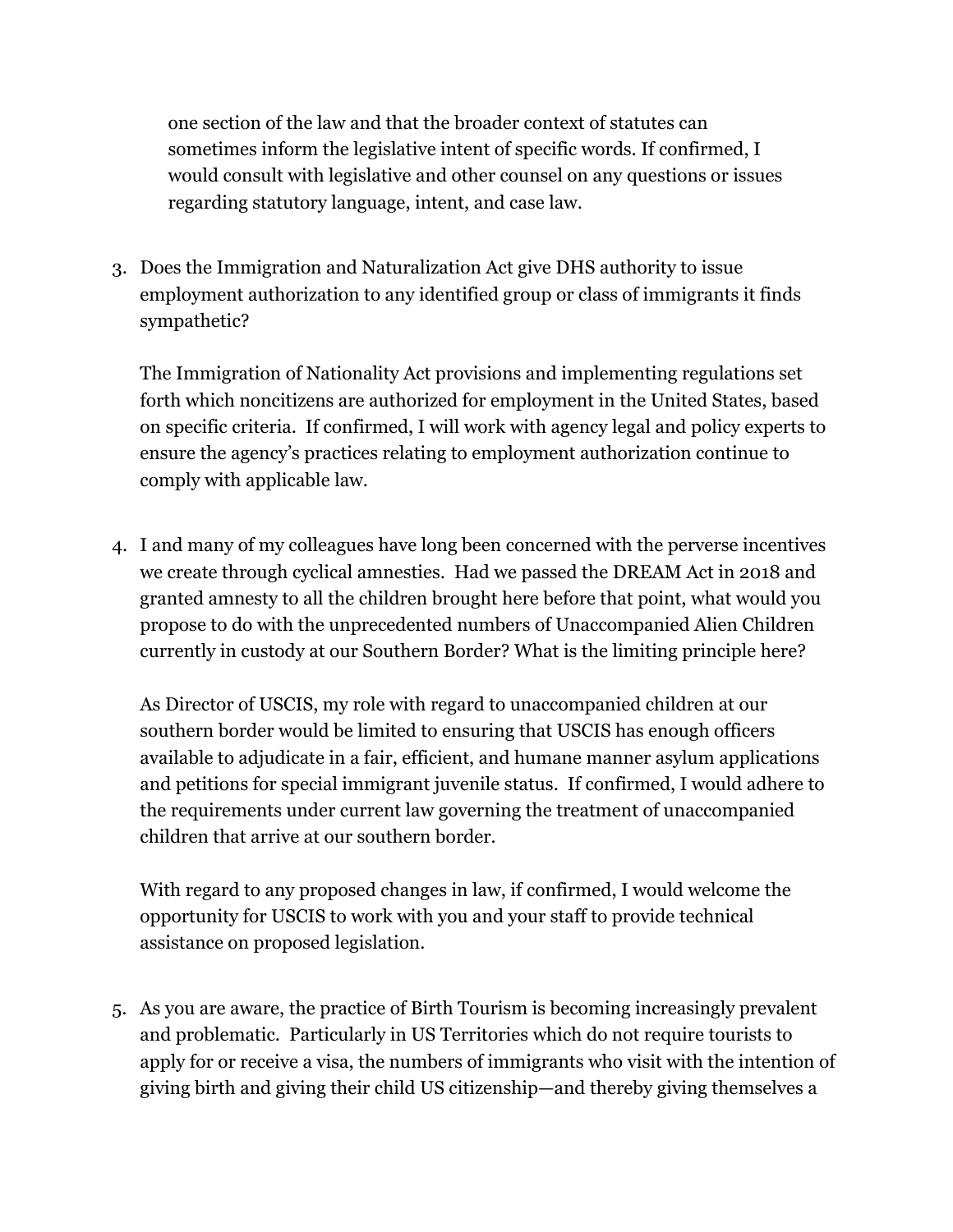one section of the law and that the broader context of statutes can sometimes inform the legislative intent of specific words. If confirmed, I would consult with legislative and other counsel on any questions or issues regarding statutory language, intent, and case law.

3. Does the Immigration and Naturalization Act give DHS authority to issue employment authorization to any identified group or class of immigrants it finds sympathetic?

   The Immigration of Nationality Act provisions and implementing regulations set forth which noncitizens are authorized for employment in the United States, based on specific criteria. If confirmed, I will work with agency legal and policy experts to ensure the agency's practices relating to employment authorization continue to comply with applicable law.

4. I and many of my colleagues have long been concerned with the perverse incentives we create through cyclical amnesties. Had we passed the DREAM Act in 2018 and granted amnesty to all the children brought here before that point, what would you propose to do with the unprecedented numbers of Unaccompanied Alien Children currently in custody at our Southern Border? What is the limiting principle here?

   As Director of USCIS, my role with regard to unaccompanied children at our southern border would be limited to ensuring that USCIS has enough officers available to adjudicate in a fair, efficient, and humane manner asylum applications and petitions for special immigrant juvenile status. If confirmed, I would adhere to the requirements under current law governing the treatment of unaccompanied children that arrive at our southern border.

   With regard to any proposed changes in law, if confirmed, I would welcome the opportunity for USCIS to work with you and your staff to provide technical assistance on proposed legislation.

5. As you are aware, the practice of Birth Tourism is becoming increasingly prevalent and problematic. Particularly in US Territories which do not require tourists to apply for or receive a visa, the numbers of immigrants who visit with the intention of giving birth and giving their child US citizenship—and thereby giving themselves a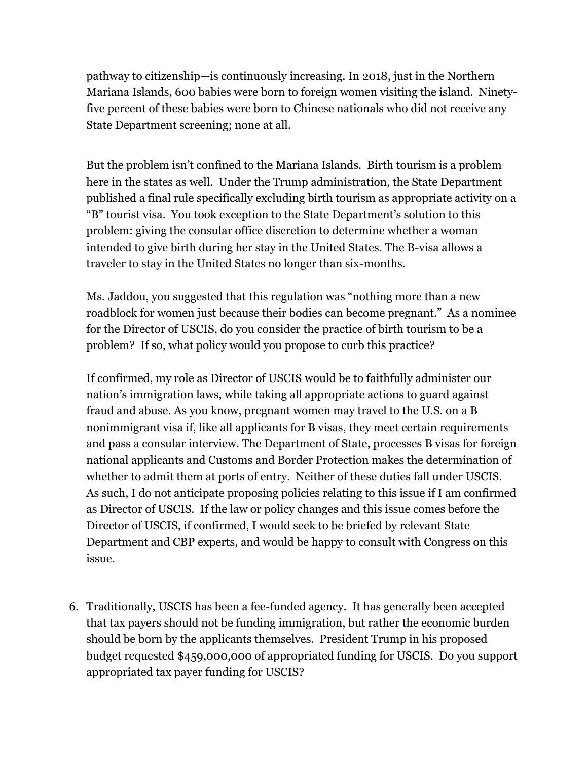pathway to citizenship—is continuously increasing. In 2018, just in the Northern Mariana Islands, 600 babies were born to foreign women visiting the island. Ninety-five percent of these babies were born to Chinese nationals who did not receive any State Department screening; none at all.

But the problem isn't confined to the Mariana Islands. Birth tourism is a problem here in the states as well. Under the Trump administration, the State Department published a final rule specifically excluding birth tourism as appropriate activity on a "B" tourist visa. You took exception to the State Department's solution to this problem: giving the consular office discretion to determine whether a woman intended to give birth during her stay in the United States. The B-visa allows a traveler to stay in the United States no longer than six-months.

Ms. Jaddou, you suggested that this regulation was "nothing more than a new roadblock for women just because their bodies can become pregnant." As a nominee for the Director of USCIS, do you consider the practice of birth tourism to be a problem? If so, what policy would you propose to curb this practice?

If confirmed, my role as Director of USCIS would be to faithfully administer our nation's immigration laws, while taking all appropriate actions to guard against fraud and abuse. As you know, pregnant women may travel to the U.S. on a B nonimmigrant visa if, like all applicants for B visas, they meet certain requirements and pass a consular interview. The Department of State, processes B visas for foreign national applicants and Customs and Border Protection makes the determination of whether to admit them at ports of entry. Neither of these duties fall under USCIS. As such, I do not anticipate proposing policies relating to this issue if I am confirmed as Director of USCIS. If the law or policy changes and this issue comes before the Director of USCIS, if confirmed, I would seek to be briefed by relevant State Department and CBP experts, and would be happy to consult with Congress on this issue.

6. Traditionally, USCIS has been a fee-funded agency. It has generally been accepted that tax payers should not be funding immigration, but rather the economic burden should be born by the applicants themselves. President Trump in his proposed budget requested $459,000,000 of appropriated funding for USCIS. Do you support appropriated tax payer funding for USCIS?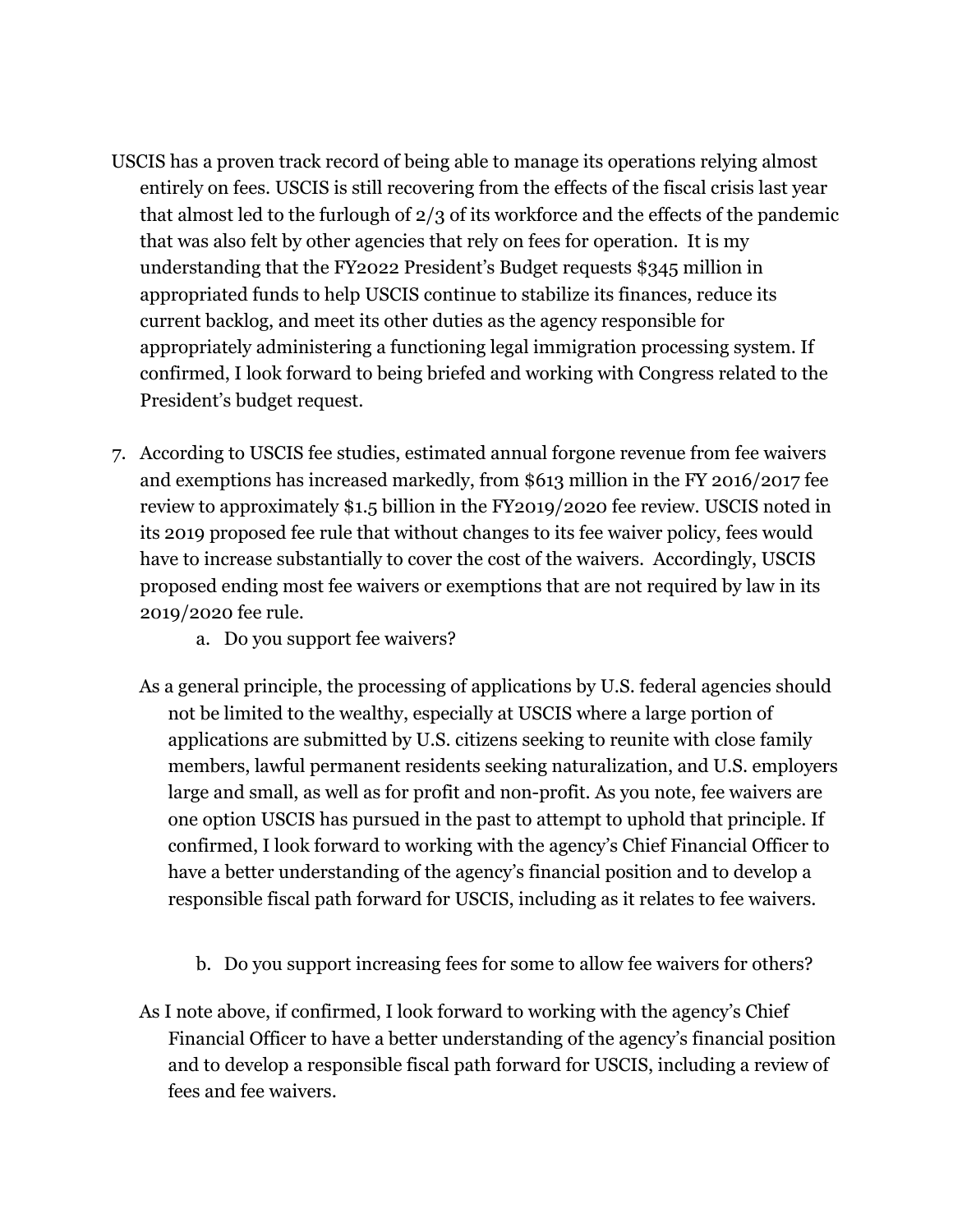USCIS has a proven track record of being able to manage its operations relying almost entirely on fees. USCIS is still recovering from the effects of the fiscal crisis last year that almost led to the furlough of 2/3 of its workforce and the effects of the pandemic that was also felt by other agencies that rely on fees for operation. It is my understanding that the FY2022 President's Budget requests $345 million in appropriated funds to help USCIS continue to stabilize its finances, reduce its current backlog, and meet its other duties as the agency responsible for appropriately administering a functioning legal immigration processing system. If confirmed, I look forward to being briefed and working with Congress related to the President's budget request.

7. According to USCIS fee studies, estimated annual forgone revenue from fee waivers and exemptions has increased markedly, from $613 million in the FY 2016/2017 fee review to approximately $1.5 billion in the FY2019/2020 fee review. USCIS noted in its 2019 proposed fee rule that without changes to its fee waiver policy, fees would have to increase substantially to cover the cost of the waivers. Accordingly, USCIS proposed ending most fee waivers or exemptions that are not required by law in its 2019/2020 fee rule.

    a. Do you support fee waivers?

As a general principle, the processing of applications by U.S. federal agencies should not be limited to the wealthy, especially at USCIS where a large portion of applications are submitted by U.S. citizens seeking to reunite with close family members, lawful permanent residents seeking naturalization, and U.S. employers large and small, as well as for profit and non-profit. As you note, fee waivers are one option USCIS has pursued in the past to attempt to uphold that principle. If confirmed, I look forward to working with the agency's Chief Financial Officer to have a better understanding of the agency's financial position and to develop a responsible fiscal path forward for USCIS, including as it relates to fee waivers.

    b. Do you support increasing fees for some to allow fee waivers for others?

As I note above, if confirmed, I look forward to working with the agency's Chief Financial Officer to have a better understanding of the agency's financial position and to develop a responsible fiscal path forward for USCIS, including a review of fees and fee waivers.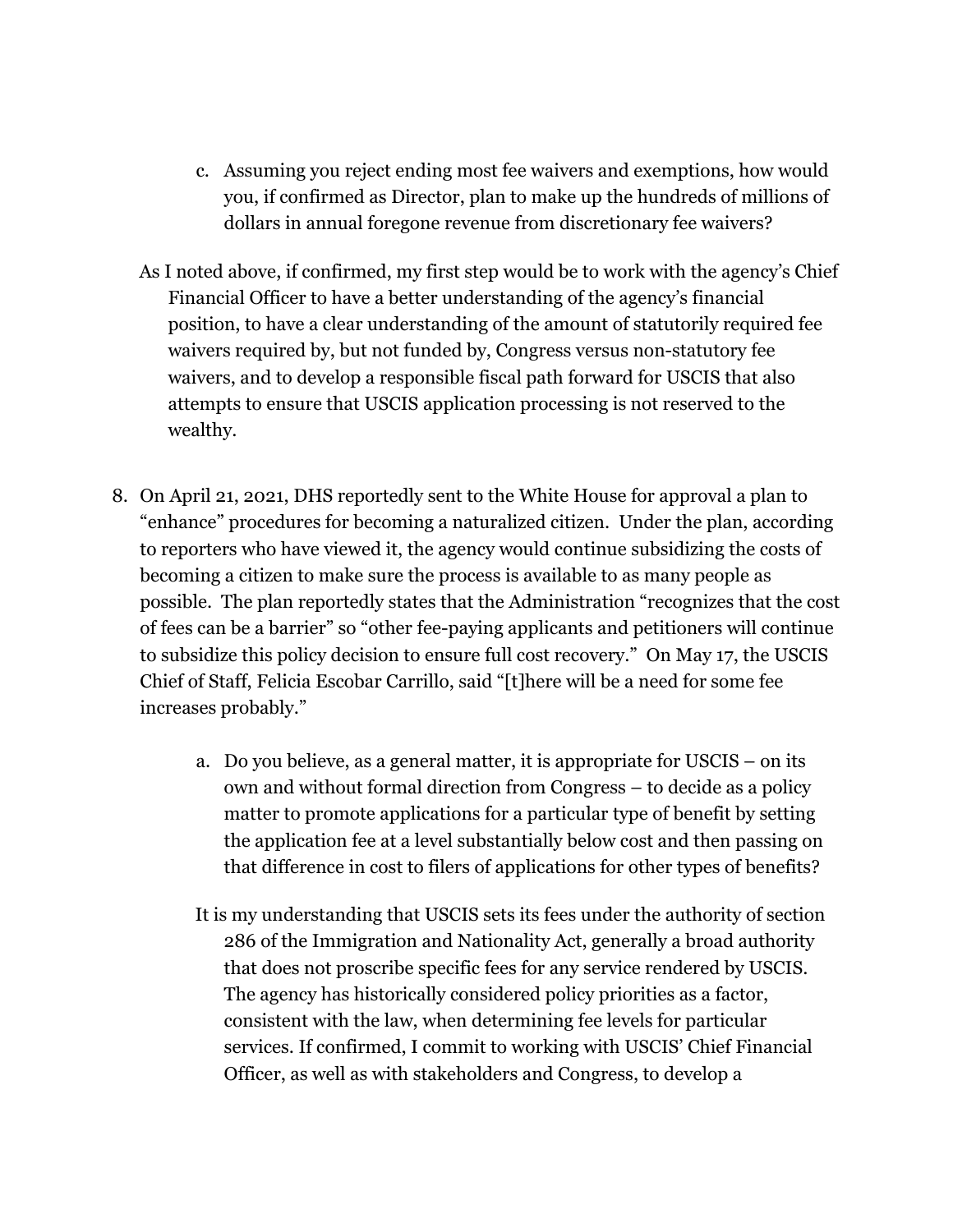c. Assuming you reject ending most fee waivers and exemptions, how would you, if confirmed as Director, plan to make up the hundreds of millions of dollars in annual foregone revenue from discretionary fee waivers?

As I noted above, if confirmed, my first step would be to work with the agency's Chief Financial Officer to have a better understanding of the agency's financial position, to have a clear understanding of the amount of statutorily required fee waivers required by, but not funded by, Congress versus non-statutory fee waivers, and to develop a responsible fiscal path forward for USCIS that also attempts to ensure that USCIS application processing is not reserved to the wealthy.

8. On April 21, 2021, DHS reportedly sent to the White House for approval a plan to "enhance" procedures for becoming a naturalized citizen. Under the plan, according to reporters who have viewed it, the agency would continue subsidizing the costs of becoming a citizen to make sure the process is available to as many people as possible. The plan reportedly states that the Administration "recognizes that the cost of fees can be a barrier" so "other fee-paying applicants and petitioners will continue to subsidize this policy decision to ensure full cost recovery." On May 17, the USCIS Chief of Staff, Felicia Escobar Carrillo, said "[t]here will be a need for some fee increases probably."

   a. Do you believe, as a general matter, it is appropriate for USCIS – on its own and without formal direction from Congress – to decide as a policy matter to promote applications for a particular type of benefit by setting the application fee at a level substantially below cost and then passing on that difference in cost to filers of applications for other types of benefits?

   It is my understanding that USCIS sets its fees under the authority of section 286 of the Immigration and Nationality Act, generally a broad authority that does not proscribe specific fees for any service rendered by USCIS. The agency has historically considered policy priorities as a factor, consistent with the law, when determining fee levels for particular services. If confirmed, I commit to working with USCIS' Chief Financial Officer, as well as with stakeholders and Congress, to develop a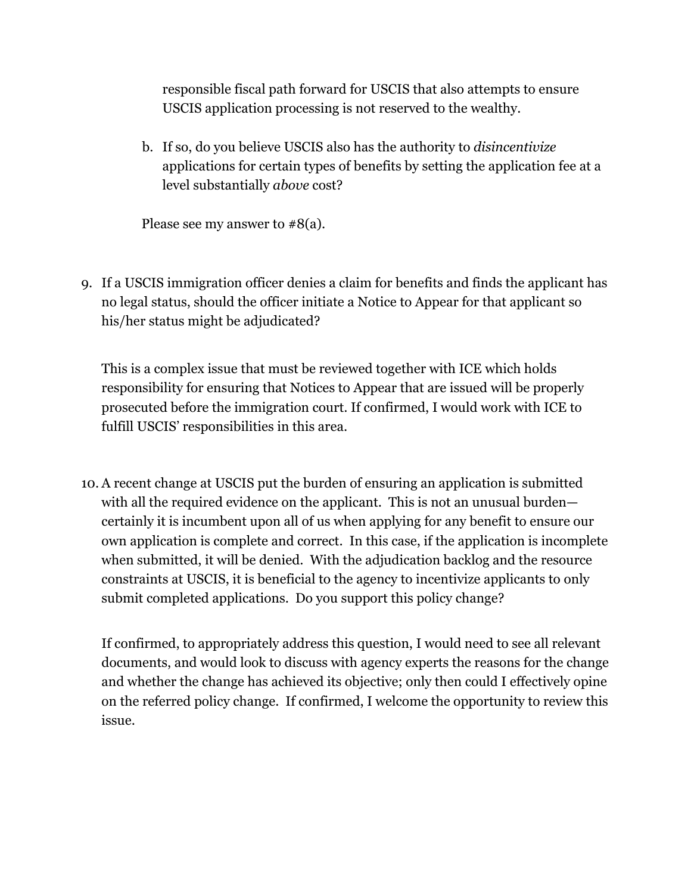responsible fiscal path forward for USCIS that also attempts to ensure USCIS application processing is not reserved to the wealthy.

b. If so, do you believe USCIS also has the authority to *disincentivize* applications for certain types of benefits by setting the application fee at a level substantially *above* cost?

Please see my answer to #8(a).

9. If a USCIS immigration officer denies a claim for benefits and finds the applicant has no legal status, should the officer initiate a Notice to Appear for that applicant so his/her status might be adjudicated?

   This is a complex issue that must be reviewed together with ICE which holds responsibility for ensuring that Notices to Appear that are issued will be properly prosecuted before the immigration court. If confirmed, I would work with ICE to fulfill USCIS' responsibilities in this area.

10. A recent change at USCIS put the burden of ensuring an application is submitted with all the required evidence on the applicant. This is not an unusual burden—certainly it is incumbent upon all of us when applying for any benefit to ensure our own application is complete and correct. In this case, if the application is incomplete when submitted, it will be denied. With the adjudication backlog and the resource constraints at USCIS, it is beneficial to the agency to incentivize applicants to only submit completed applications. Do you support this policy change?

    If confirmed, to appropriately address this question, I would need to see all relevant documents, and would look to discuss with agency experts the reasons for the change and whether the change has achieved its objective; only then could I effectively opine on the referred policy change. If confirmed, I welcome the opportunity to review this issue.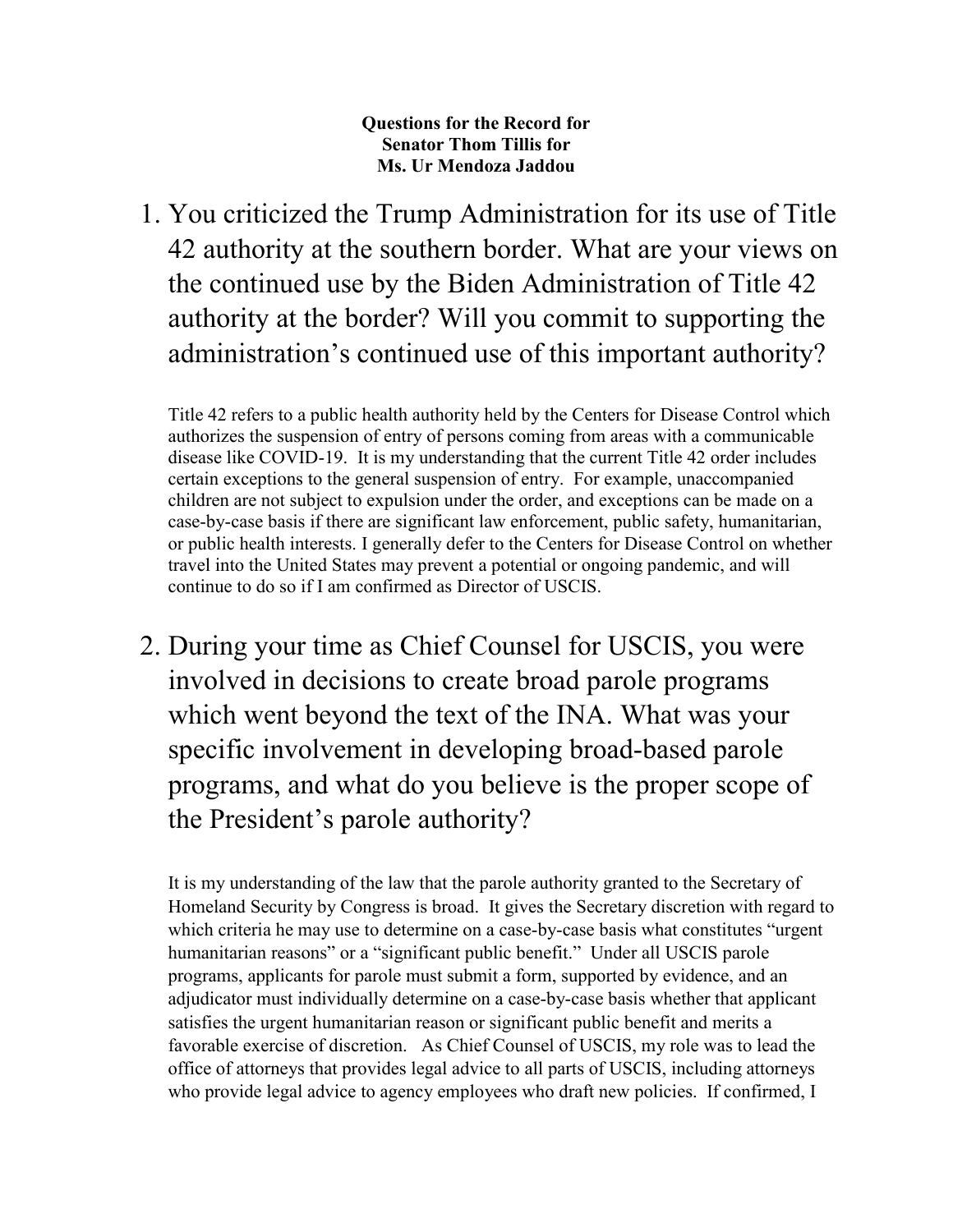**Questions for the Record for**
**Senator Thom Tillis for**
**Ms. Ur Mendoza Jaddou**

1. You criticized the Trump Administration for its use of Title 42 authority at the southern border. What are your views on the continued use by the Biden Administration of Title 42 authority at the border? Will you commit to supporting the administration's continued use of this important authority?

   Title 42 refers to a public health authority held by the Centers for Disease Control which authorizes the suspension of entry of persons coming from areas with a communicable disease like COVID-19. It is my understanding that the current Title 42 order includes certain exceptions to the general suspension of entry. For example, unaccompanied children are not subject to expulsion under the order, and exceptions can be made on a case-by-case basis if there are significant law enforcement, public safety, humanitarian, or public health interests. I generally defer to the Centers for Disease Control on whether travel into the United States may prevent a potential or ongoing pandemic, and will continue to do so if I am confirmed as Director of USCIS.

2. During your time as Chief Counsel for USCIS, you were involved in decisions to create broad parole programs which went beyond the text of the INA. What was your specific involvement in developing broad-based parole programs, and what do you believe is the proper scope of the President's parole authority?

   It is my understanding of the law that the parole authority granted to the Secretary of Homeland Security by Congress is broad. It gives the Secretary discretion with regard to which criteria he may use to determine on a case-by-case basis what constitutes "urgent humanitarian reasons" or a "significant public benefit." Under all USCIS parole programs, applicants for parole must submit a form, supported by evidence, and an adjudicator must individually determine on a case-by-case basis whether that applicant satisfies the urgent humanitarian reason or significant public benefit and merits a favorable exercise of discretion. As Chief Counsel of USCIS, my role was to lead the office of attorneys that provides legal advice to all parts of USCIS, including attorneys who provide legal advice to agency employees who draft new policies. If confirmed, I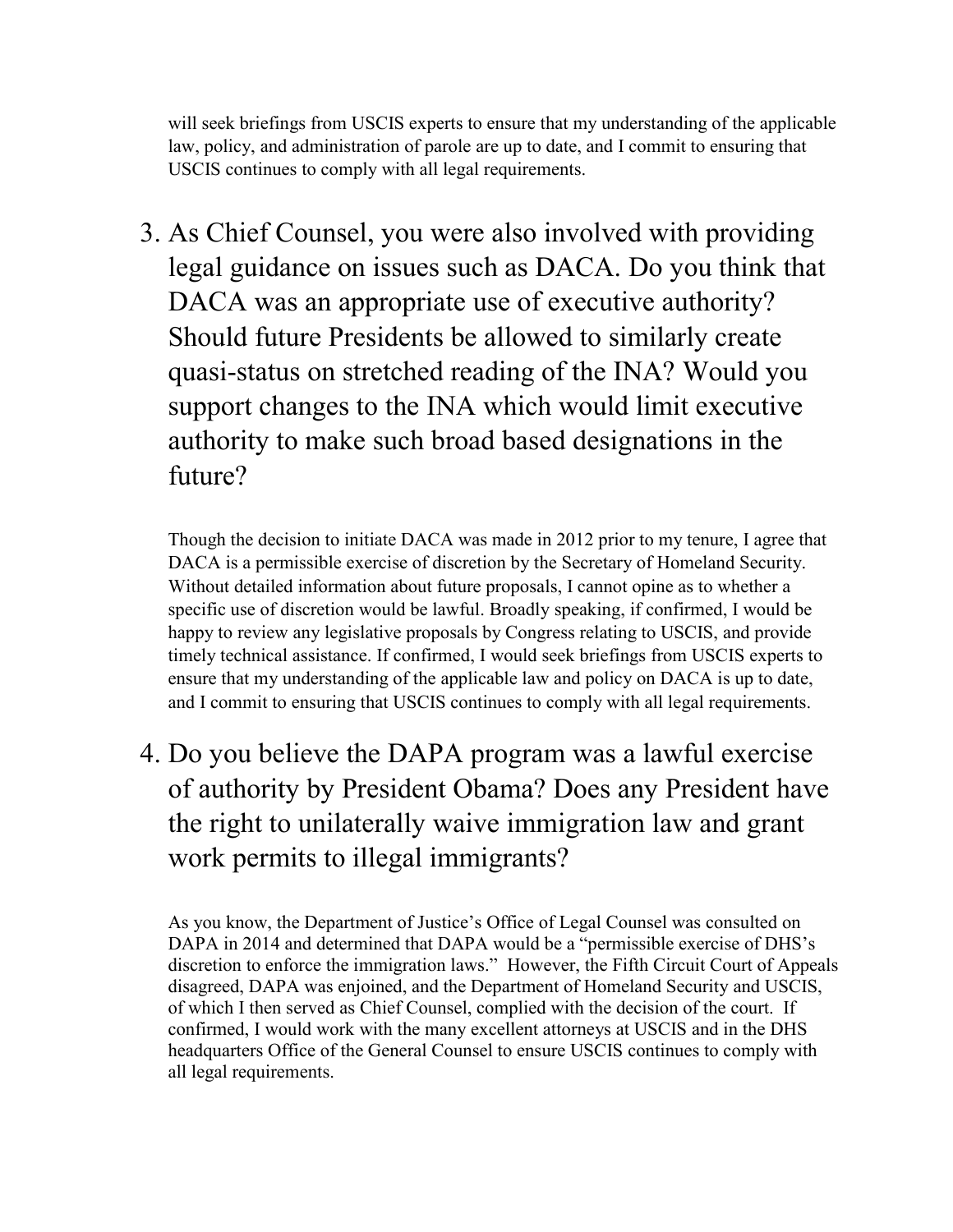will seek briefings from USCIS experts to ensure that my understanding of the applicable law, policy, and administration of parole are up to date, and I commit to ensuring that USCIS continues to comply with all legal requirements.

3. As Chief Counsel, you were also involved with providing legal guidance on issues such as DACA. Do you think that DACA was an appropriate use of executive authority? Should future Presidents be allowed to similarly create quasi-status on stretched reading of the INA? Would you support changes to the INA which would limit executive authority to make such broad based designations in the future?

   Though the decision to initiate DACA was made in 2012 prior to my tenure, I agree that DACA is a permissible exercise of discretion by the Secretary of Homeland Security. Without detailed information about future proposals, I cannot opine as to whether a specific use of discretion would be lawful. Broadly speaking, if confirmed, I would be happy to review any legislative proposals by Congress relating to USCIS, and provide timely technical assistance. If confirmed, I would seek briefings from USCIS experts to ensure that my understanding of the applicable law and policy on DACA is up to date, and I commit to ensuring that USCIS continues to comply with all legal requirements.

4. Do you believe the DAPA program was a lawful exercise of authority by President Obama? Does any President have the right to unilaterally waive immigration law and grant work permits to illegal immigrants?

   As you know, the Department of Justice's Office of Legal Counsel was consulted on DAPA in 2014 and determined that DAPA would be a "permissible exercise of DHS's discretion to enforce the immigration laws." However, the Fifth Circuit Court of Appeals disagreed, DAPA was enjoined, and the Department of Homeland Security and USCIS, of which I then served as Chief Counsel, complied with the decision of the court. If confirmed, I would work with the many excellent attorneys at USCIS and in the DHS headquarters Office of the General Counsel to ensure USCIS continues to comply with all legal requirements.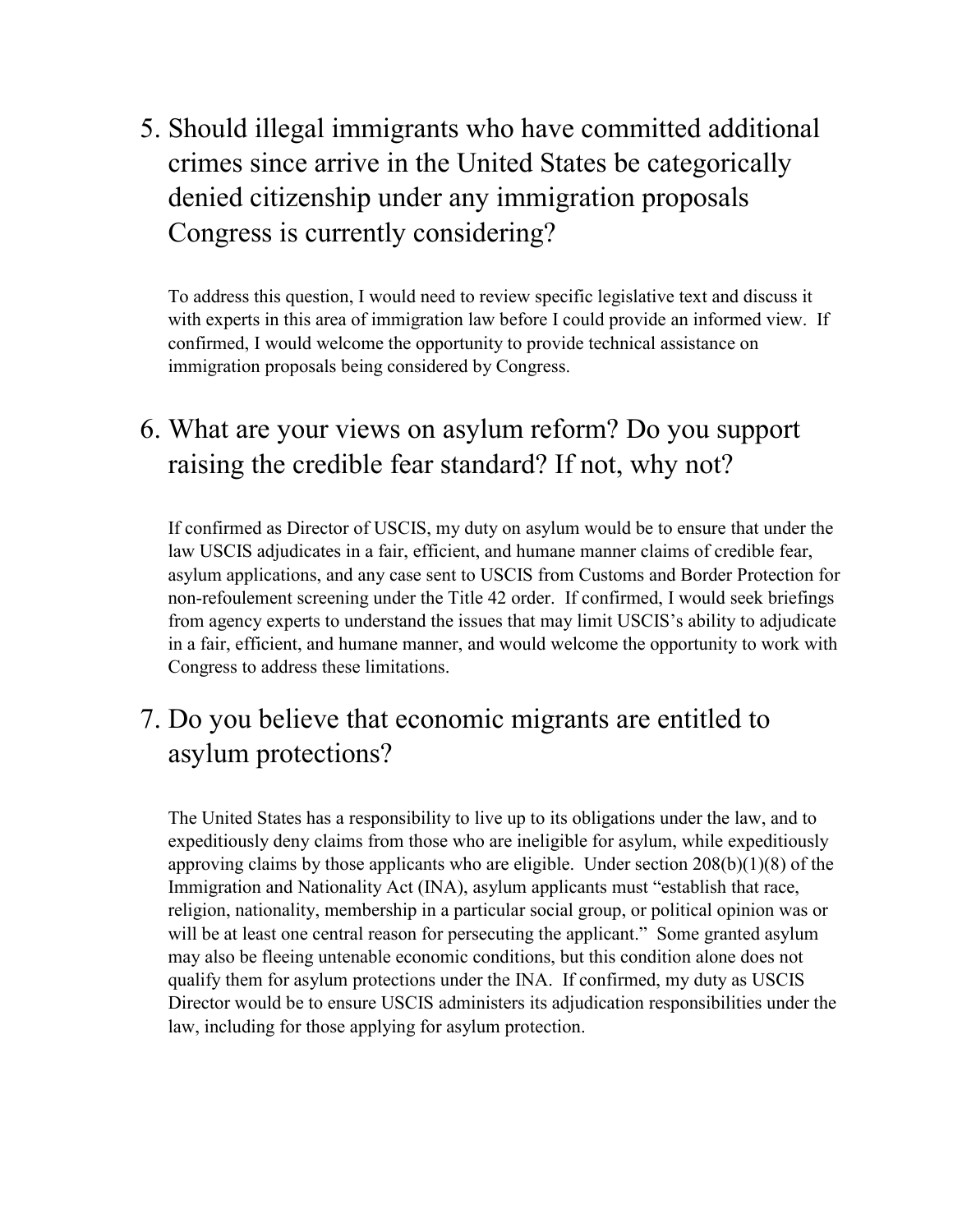5. Should illegal immigrants who have committed additional crimes since arrive in the United States be categorically denied citizenship under any immigration proposals Congress is currently considering?

   To address this question, I would need to review specific legislative text and discuss it with experts in this area of immigration law before I could provide an informed view. If confirmed, I would welcome the opportunity to provide technical assistance on immigration proposals being considered by Congress.

6. What are your views on asylum reform? Do you support raising the credible fear standard? If not, why not?

   If confirmed as Director of USCIS, my duty on asylum would be to ensure that under the law USCIS adjudicates in a fair, efficient, and humane manner claims of credible fear, asylum applications, and any case sent to USCIS from Customs and Border Protection for non-refoulement screening under the Title 42 order. If confirmed, I would seek briefings from agency experts to understand the issues that may limit USCIS's ability to adjudicate in a fair, efficient, and humane manner, and would welcome the opportunity to work with Congress to address these limitations.

7. Do you believe that economic migrants are entitled to asylum protections?

   The United States has a responsibility to live up to its obligations under the law, and to expeditiously deny claims from those who are ineligible for asylum, while expeditiously approving claims by those applicants who are eligible. Under section 208(b)(1)(8) of the Immigration and Nationality Act (INA), asylum applicants must "establish that race, religion, nationality, membership in a particular social group, or political opinion was or will be at least one central reason for persecuting the applicant." Some granted asylum may also be fleeing untenable economic conditions, but this condition alone does not qualify them for asylum protections under the INA. If confirmed, my duty as USCIS Director would be to ensure USCIS administers its adjudication responsibilities under the law, including for those applying for asylum protection.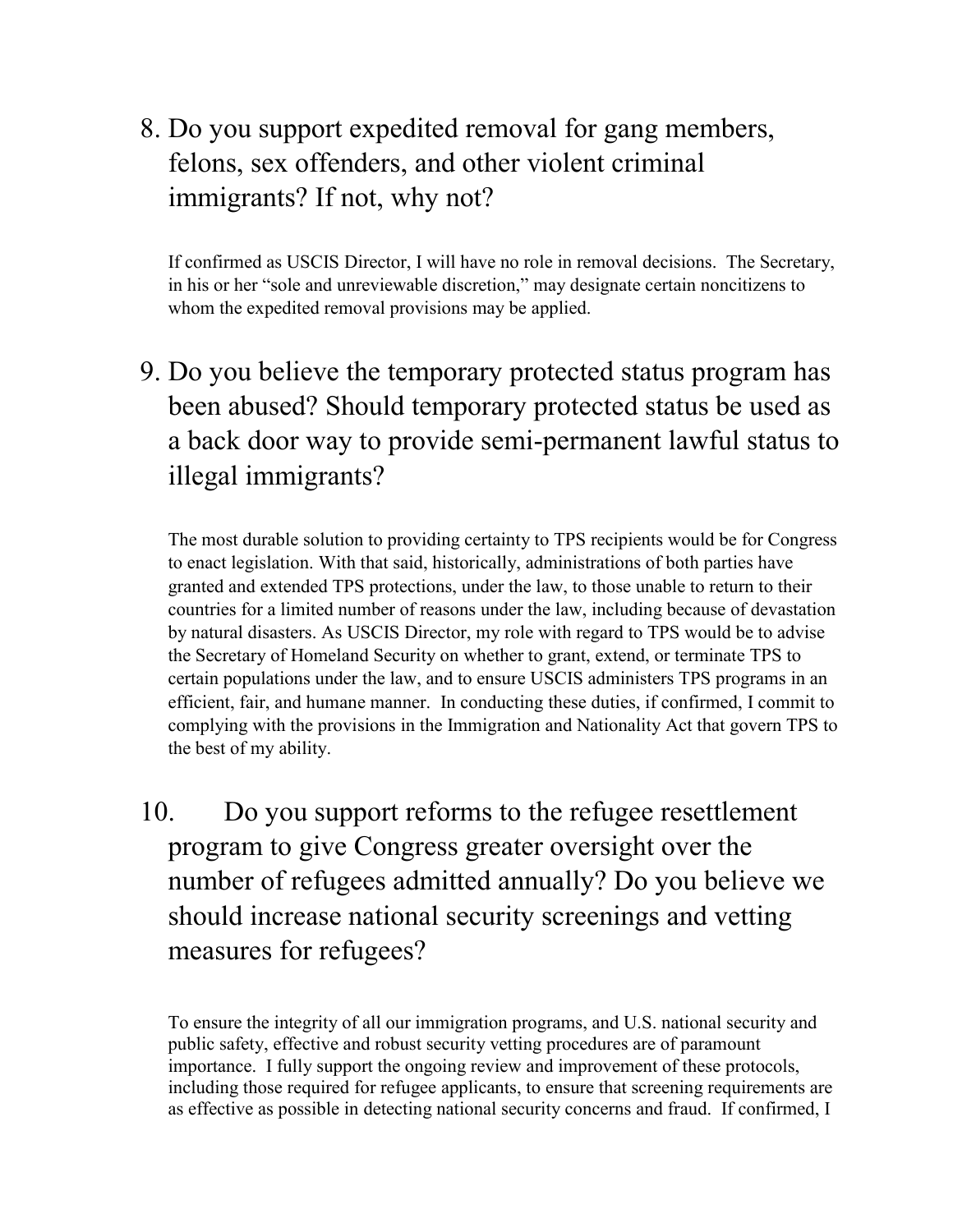8. Do you support expedited removal for gang members, felons, sex offenders, and other violent criminal immigrants? If not, why not?

   If confirmed as USCIS Director, I will have no role in removal decisions. The Secretary, in his or her "sole and unreviewable discretion," may designate certain noncitizens to whom the expedited removal provisions may be applied.

9. Do you believe the temporary protected status program has been abused? Should temporary protected status be used as a back door way to provide semi-permanent lawful status to illegal immigrants?

   The most durable solution to providing certainty to TPS recipients would be for Congress to enact legislation. With that said, historically, administrations of both parties have granted and extended TPS protections, under the law, to those unable to return to their countries for a limited number of reasons under the law, including because of devastation by natural disasters. As USCIS Director, my role with regard to TPS would be to advise the Secretary of Homeland Security on whether to grant, extend, or terminate TPS to certain populations under the law, and to ensure USCIS administers TPS programs in an efficient, fair, and humane manner. In conducting these duties, if confirmed, I commit to complying with the provisions in the Immigration and Nationality Act that govern TPS to the best of my ability.

10. Do you support reforms to the refugee resettlement program to give Congress greater oversight over the number of refugees admitted annually? Do you believe we should increase national security screenings and vetting measures for refugees?

    To ensure the integrity of all our immigration programs, and U.S. national security and public safety, effective and robust security vetting procedures are of paramount importance. I fully support the ongoing review and improvement of these protocols, including those required for refugee applicants, to ensure that screening requirements are as effective as possible in detecting national security concerns and fraud. If confirmed, I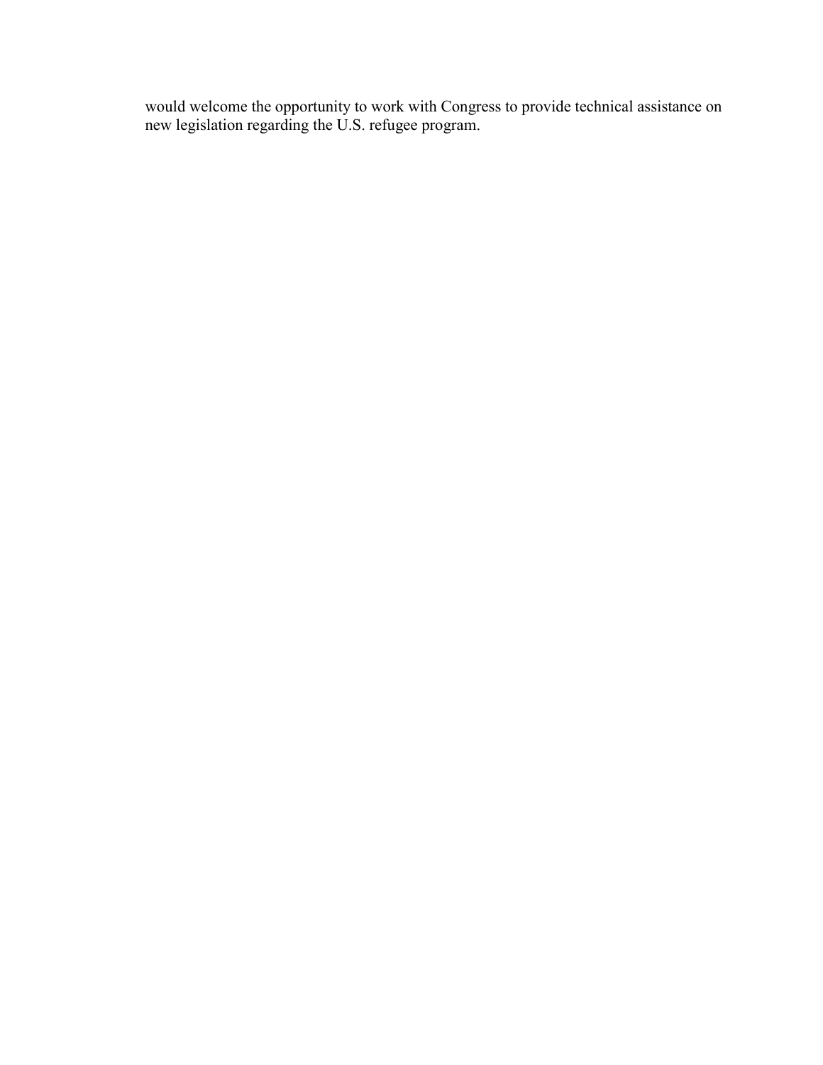would welcome the opportunity to work with Congress to provide technical assistance on new legislation regarding the U.S. refugee program.